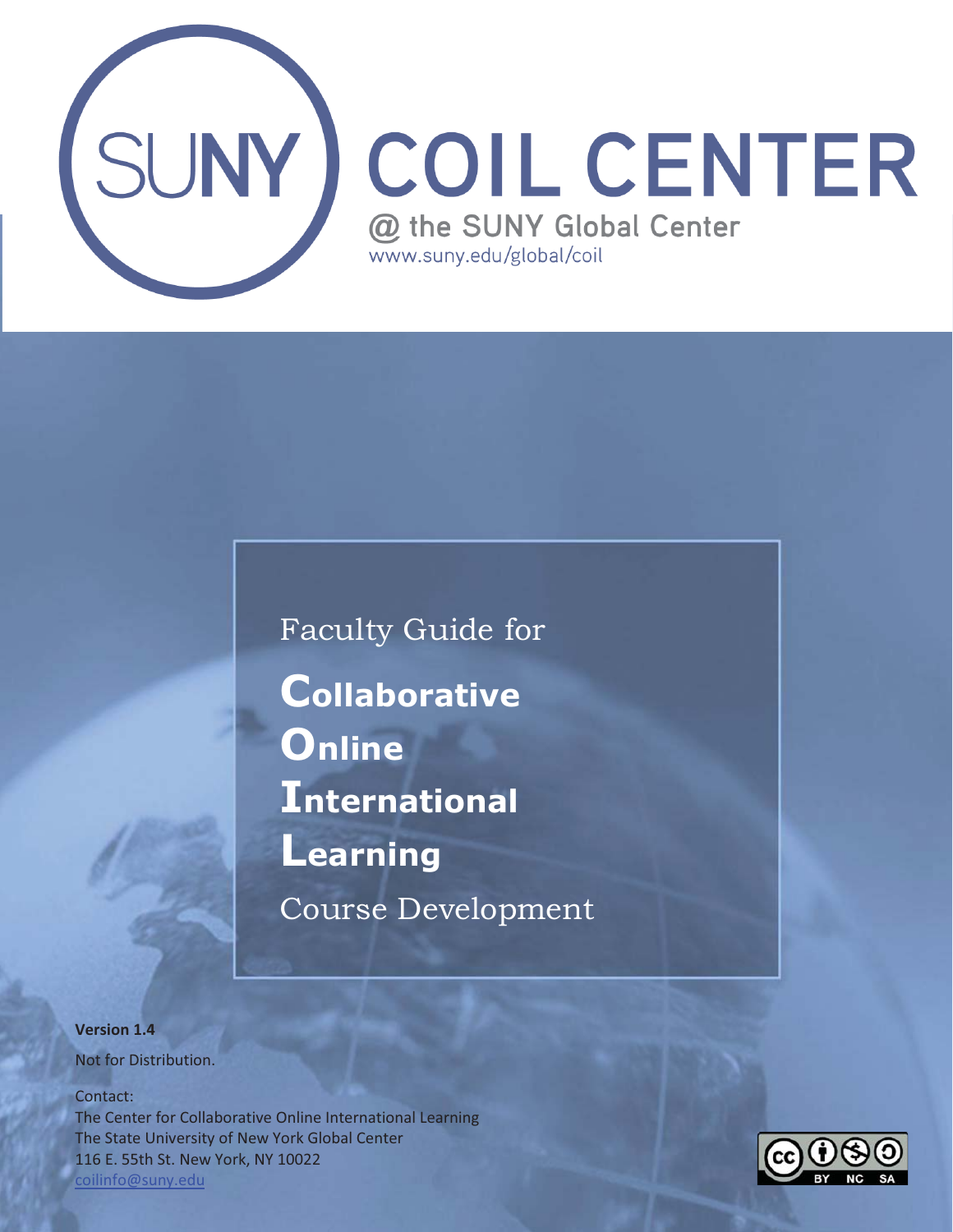SUNY COIL CENTER

@ the SUNY Global Center

www.suny.edu/global/coil

# Faculty Guide for

# **C**ollaborative **O**nline **I**nternational **L**earning Course Development

**Version 1.4**

Not for Distribution.

Contact:
The Center for Collaborative Online International Learning
The State University of New York Global Center
116 E. 55th St. New York, NY 10022
coilinfo@suny.edu

BY NC SA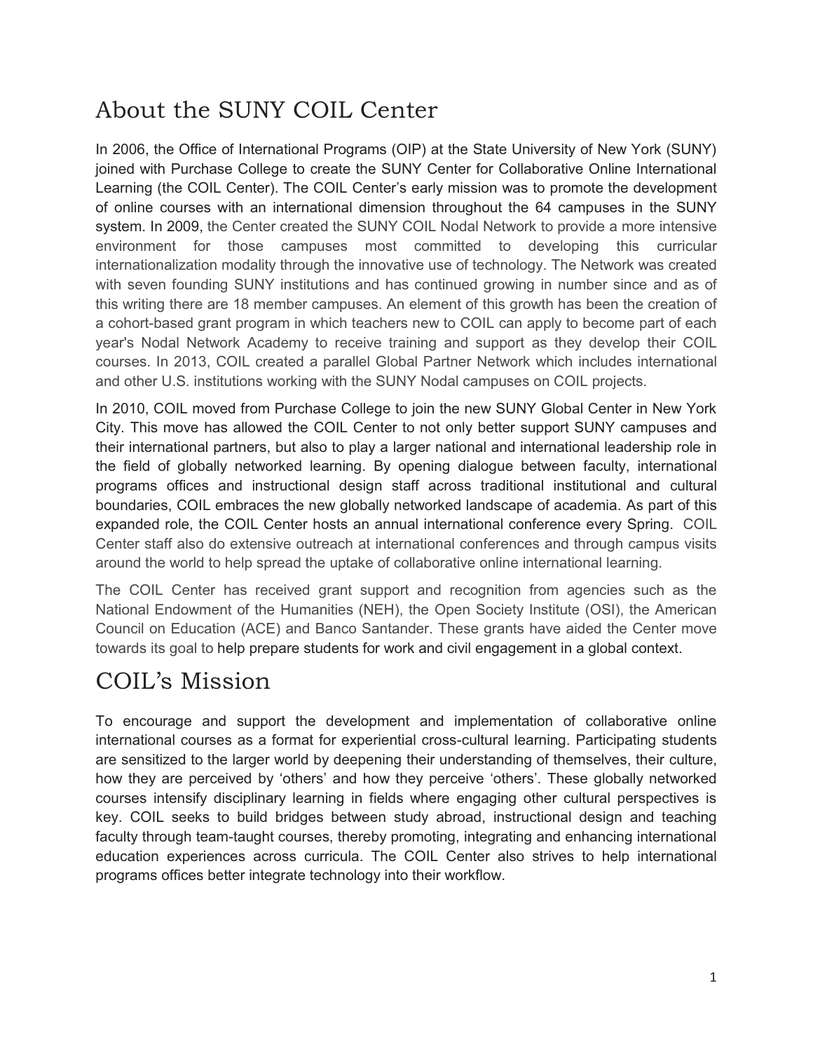# About the SUNY COIL Center

In 2006, the Office of International Programs (OIP) at the State University of New York (SUNY) joined with Purchase College to create the SUNY Center for Collaborative Online International Learning (the COIL Center). The COIL Center's early mission was to promote the development of online courses with an international dimension throughout the 64 campuses in the SUNY system. In 2009, the Center created the SUNY COIL Nodal Network to provide a more intensive environment for those campuses most committed to developing this curricular internationalization modality through the innovative use of technology. The Network was created with seven founding SUNY institutions and has continued growing in number since and as of this writing there are 18 member campuses. An element of this growth has been the creation of a cohort-based grant program in which teachers new to COIL can apply to become part of each year's Nodal Network Academy to receive training and support as they develop their COIL courses. In 2013, COIL created a parallel Global Partner Network which includes international and other U.S. institutions working with the SUNY Nodal campuses on COIL projects.

In 2010, COIL moved from Purchase College to join the new SUNY Global Center in New York City. This move has allowed the COIL Center to not only better support SUNY campuses and their international partners, but also to play a larger national and international leadership role in the field of globally networked learning. By opening dialogue between faculty, international programs offices and instructional design staff across traditional institutional and cultural boundaries, COIL embraces the new globally networked landscape of academia. As part of this expanded role, the COIL Center hosts an annual international conference every Spring. COIL Center staff also do extensive outreach at international conferences and through campus visits around the world to help spread the uptake of collaborative online international learning.

The COIL Center has received grant support and recognition from agencies such as the National Endowment of the Humanities (NEH), the Open Society Institute (OSI), the American Council on Education (ACE) and Banco Santander. These grants have aided the Center move towards its goal to help prepare students for work and civil engagement in a global context.

# COIL's Mission

To encourage and support the development and implementation of collaborative online international courses as a format for experiential cross-cultural learning. Participating students are sensitized to the larger world by deepening their understanding of themselves, their culture, how they are perceived by 'others' and how they perceive 'others'. These globally networked courses intensify disciplinary learning in fields where engaging other cultural perspectives is key. COIL seeks to build bridges between study abroad, instructional design and teaching faculty through team-taught courses, thereby promoting, integrating and enhancing international education experiences across curricula. The COIL Center also strives to help international programs offices better integrate technology into their workflow.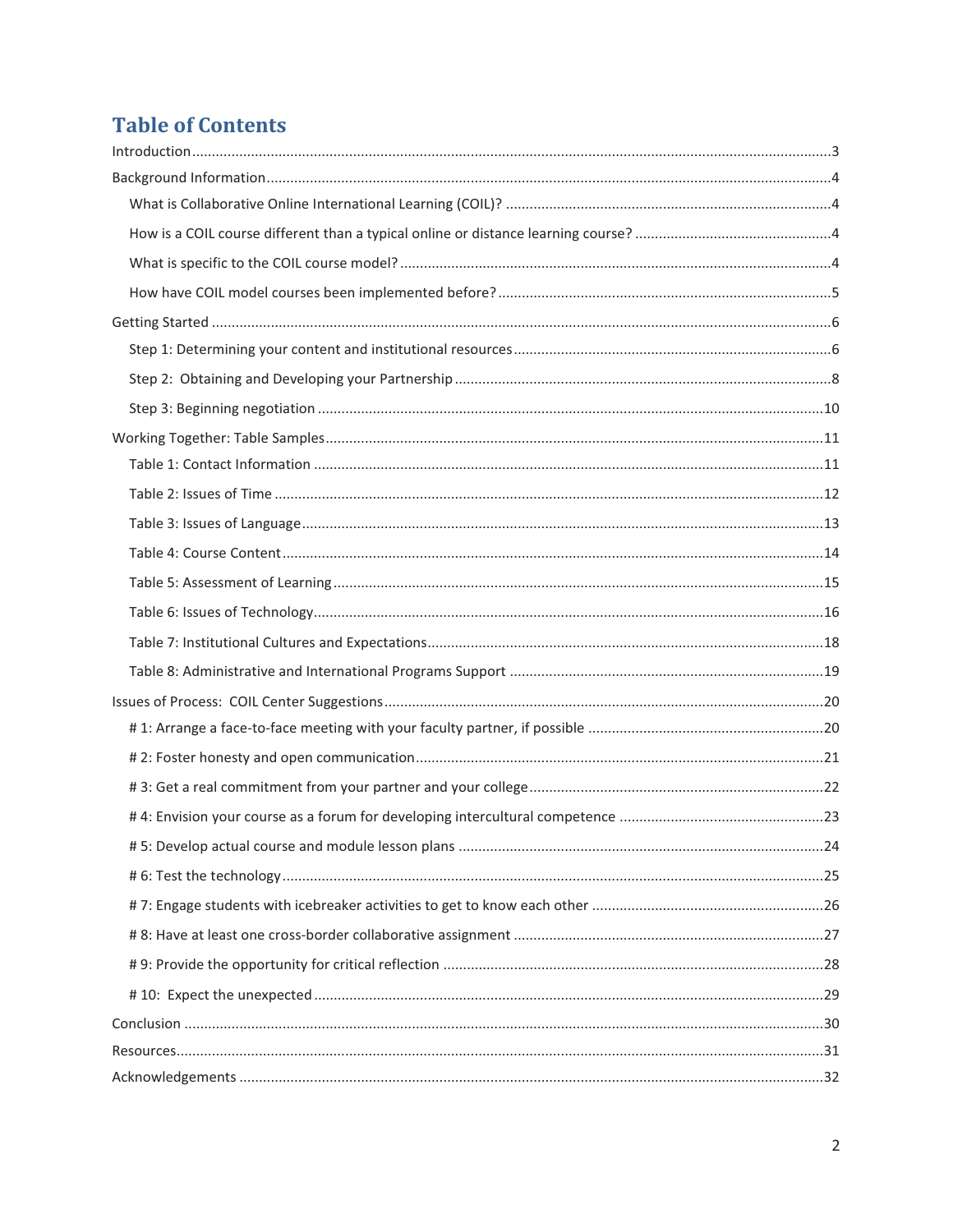# Table of Contents

Introduction ........................................................................................................................................................ 3

Background Information .................................................................................................................................. 4

- What is Collaborative Online International Learning (COIL)? ........................................................................ 4
- How is a COIL course different than a typical online or distance learning course? .................................................. 4
- What is specific to the COIL course model? .............................................................................................. 4
- How have COIL model courses been implemented before? ........................................................................... 5

Getting Started ................................................................................................................................................ 6

- Step 1: Determining your content and institutional resources ......................................................................... 6
- Step 2: Obtaining and Developing your Partnership ...................................................................................... 8
- Step 3: Beginning negotiation ................................................................................................................. 10

Working Together: Table Samples ..................................................................................................................... 11

- Table 1: Contact Information ................................................................................................................. 11
- Table 2: Issues of Time ........................................................................................................................ 12
- Table 3: Issues of Language ................................................................................................................... 13
- Table 4: Course Content ....................................................................................................................... 14
- Table 5: Assessment of Learning ........................................................................................................... 15
- Table 6: Issues of Technology ................................................................................................................ 16
- Table 7: Institutional Cultures and Expectations ......................................................................................... 18
- Table 8: Administrative and International Programs Support ........................................................................ 19

Issues of Process: COIL Center Suggestions ...................................................................................................... 20

- # 1: Arrange a face-to-face meeting with your faculty partner, if possible .......................................................... 20
- # 2: Foster honesty and open communication ........................................................................................... 21
- # 3: Get a real commitment from your partner and your college ......................................................................... 22
- # 4: Envision your course as a forum for developing intercultural competence ................................................... 23
- # 5: Develop actual course and module lesson plans .......................................................................... 24
- # 6: Test the technology ....................................................................................................................... 25
- # 7: Engage students with icebreaker activities to get to know each other ........................................................ 26
- # 8: Have at least one cross-border collaborative assignment ............................................................................ 27
- # 9: Provide the opportunity for critical reflection ............................................................................................ 28
- # 10: Expect the unexpected .................................................................................................................. 29

Conclusion .................................................................................................................................................... 30

Resources ...................................................................................................................................................... 31

Acknowledgements ......................................................................................................................................... 32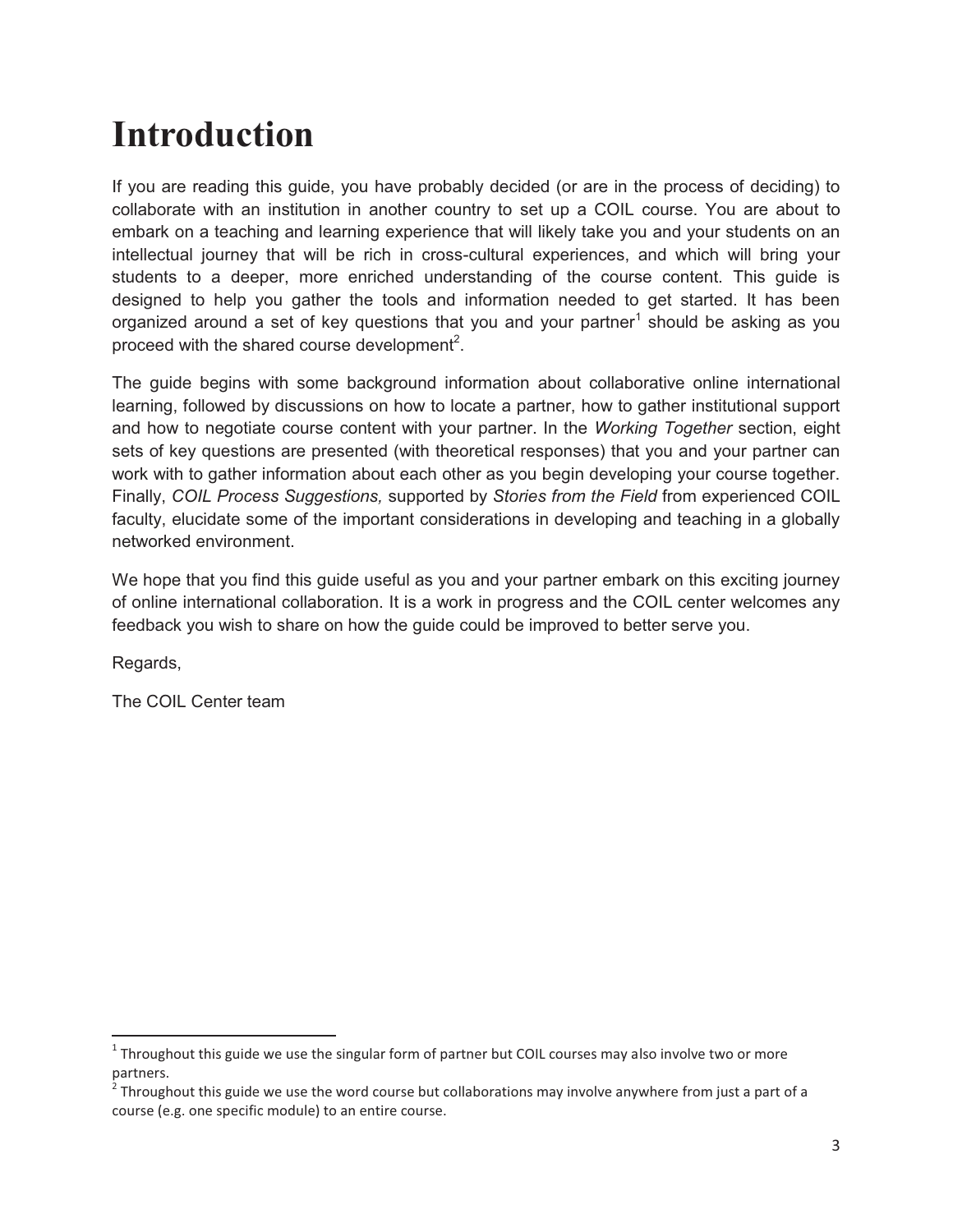# Introduction

If you are reading this guide, you have probably decided (or are in the process of deciding) to collaborate with an institution in another country to set up a COIL course. You are about to embark on a teaching and learning experience that will likely take you and your students on an intellectual journey that will be rich in cross-cultural experiences, and which will bring your students to a deeper, more enriched understanding of the course content. This guide is designed to help you gather the tools and information needed to get started. It has been organized around a set of key questions that you and your partner[1] should be asking as you proceed with the shared course development[2].

The guide begins with some background information about collaborative online international learning, followed by discussions on how to locate a partner, how to gather institutional support and how to negotiate course content with your partner. In the *Working Together* section, eight sets of key questions are presented (with theoretical responses) that you and your partner can work with to gather information about each other as you begin developing your course together. Finally, *COIL Process Suggestions,* supported by *Stories from the Field* from experienced COIL faculty, elucidate some of the important considerations in developing and teaching in a globally networked environment.

We hope that you find this guide useful as you and your partner embark on this exciting journey of online international collaboration. It is a work in progress and the COIL center welcomes any feedback you wish to share on how the guide could be improved to better serve you.

Regards,

The COIL Center team

---

[1] Throughout this guide we use the singular form of partner but COIL courses may also involve two or more partners.

[2] Throughout this guide we use the word course but collaborations may involve anywhere from just a part of a course (e.g. one specific module) to an entire course.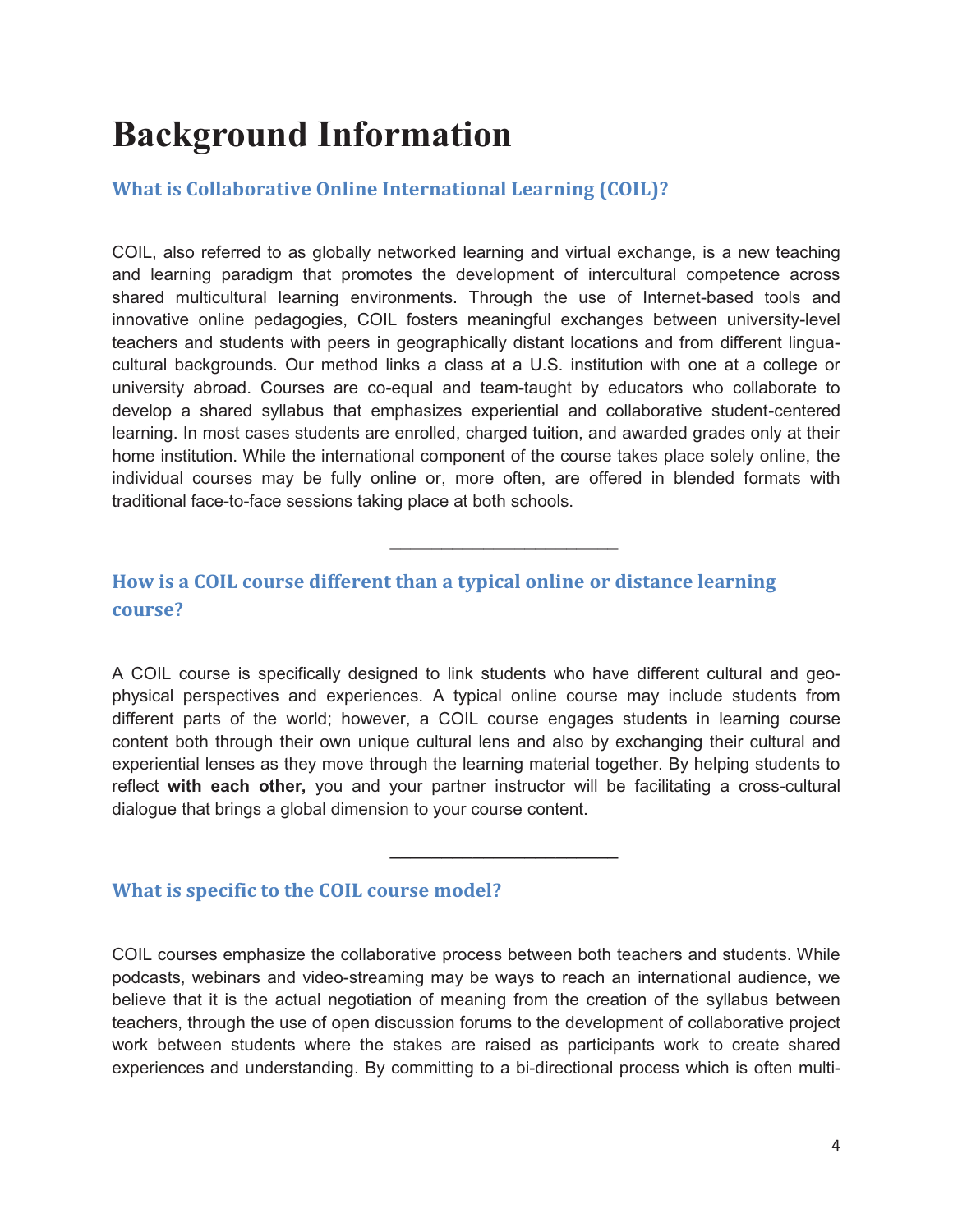# Background Information

### What is Collaborative Online International Learning (COIL)?

COIL, also referred to as globally networked learning and virtual exchange, is a new teaching and learning paradigm that promotes the development of intercultural competence across shared multicultural learning environments. Through the use of Internet-based tools and innovative online pedagogies, COIL fosters meaningful exchanges between university-level teachers and students with peers in geographically distant locations and from different lingua-cultural backgrounds. Our method links a class at a U.S. institution with one at a college or university abroad. Courses are co-equal and team-taught by educators who collaborate to develop a shared syllabus that emphasizes experiential and collaborative student-centered learning. In most cases students are enrolled, charged tuition, and awarded grades only at their home institution. While the international component of the course takes place solely online, the individual courses may be fully online or, more often, are offered in blended formats with traditional face-to-face sessions taking place at both schools.

---

### How is a COIL course different than a typical online or distance learning course?

A COIL course is specifically designed to link students who have different cultural and geo-physical perspectives and experiences. A typical online course may include students from different parts of the world; however, a COIL course engages students in learning course content both through their own unique cultural lens and also by exchanging their cultural and experiential lenses as they move through the learning material together. By helping students to reflect **with each other,** you and your partner instructor will be facilitating a cross-cultural dialogue that brings a global dimension to your course content.

---

### What is specific to the COIL course model?

COIL courses emphasize the collaborative process between both teachers and students. While podcasts, webinars and video-streaming may be ways to reach an international audience, we believe that it is the actual negotiation of meaning from the creation of the syllabus between teachers, through the use of open discussion forums to the development of collaborative project work between students where the stakes are raised as participants work to create shared experiences and understanding. By committing to a bi-directional process which is often multi-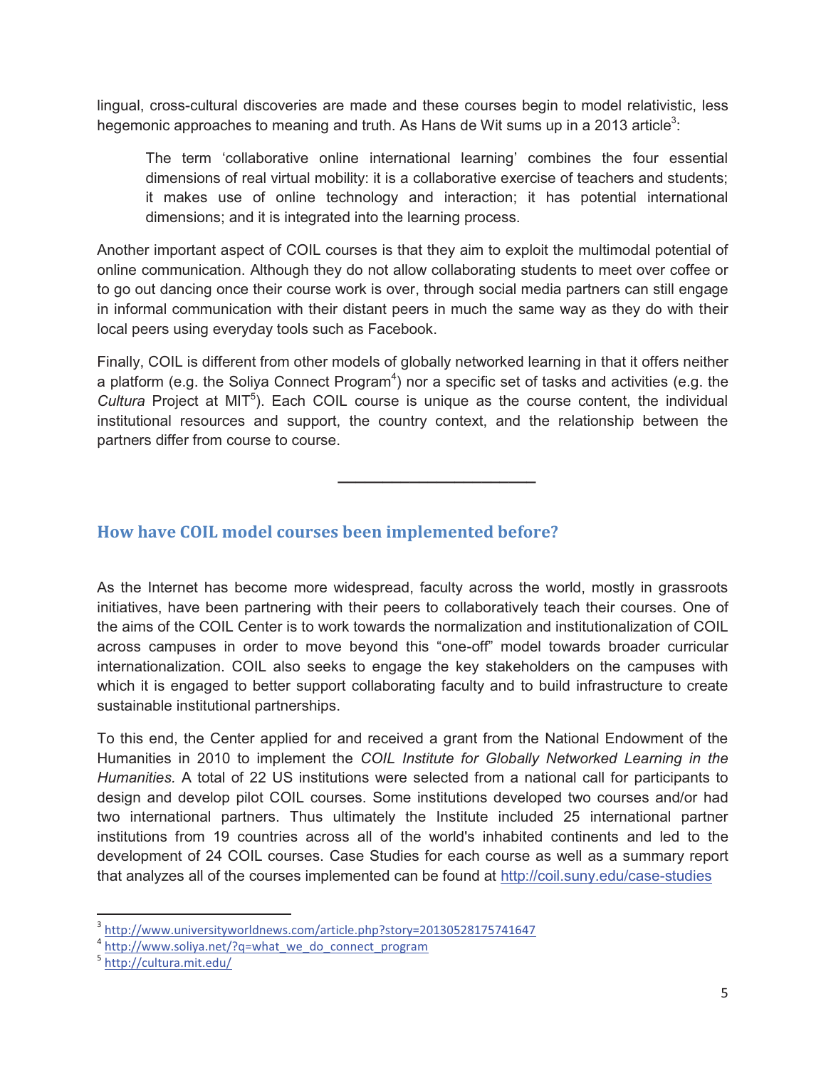lingual, cross-cultural discoveries are made and these courses begin to model relativistic, less hegemonic approaches to meaning and truth. As Hans de Wit sums up in a 2013 article[3]:

> The term 'collaborative online international learning' combines the four essential dimensions of real virtual mobility: it is a collaborative exercise of teachers and students; it makes use of online technology and interaction; it has potential international dimensions; and it is integrated into the learning process.

Another important aspect of COIL courses is that they aim to exploit the multimodal potential of online communication. Although they do not allow collaborating students to meet over coffee or to go out dancing once their course work is over, through social media partners can still engage in informal communication with their distant peers in much the same way as they do with their local peers using everyday tools such as Facebook.

Finally, COIL is different from other models of globally networked learning in that it offers neither a platform (e.g. the Soliya Connect Program[4]) nor a specific set of tasks and activities (e.g. the *Cultura* Project at MIT[5]). Each COIL course is unique as the course content, the individual institutional resources and support, the country context, and the relationship between the partners differ from course to course.

---

## How have COIL model courses been implemented before?

As the Internet has become more widespread, faculty across the world, mostly in grassroots initiatives, have been partnering with their peers to collaboratively teach their courses. One of the aims of the COIL Center is to work towards the normalization and institutionalization of COIL across campuses in order to move beyond this "one-off" model towards broader curricular internationalization. COIL also seeks to engage the key stakeholders on the campuses with which it is engaged to better support collaborating faculty and to build infrastructure to create sustainable institutional partnerships.

To this end, the Center applied for and received a grant from the National Endowment of the Humanities in 2010 to implement the *COIL Institute for Globally Networked Learning in the Humanities.* A total of 22 US institutions were selected from a national call for participants to design and develop pilot COIL courses. Some institutions developed two courses and/or had two international partners. Thus ultimately the Institute included 25 international partner institutions from 19 countries across all of the world's inhabited continents and led to the development of 24 COIL courses. Case Studies for each course as well as a summary report that analyzes all of the courses implemented can be found at http://coil.suny.edu/case-studies

---

[3] http://www.universityworldnews.com/article.php?story=20130528175741647

[4] http://www.soliya.net/?q=what_we_do_connect_program

[5] http://cultura.mit.edu/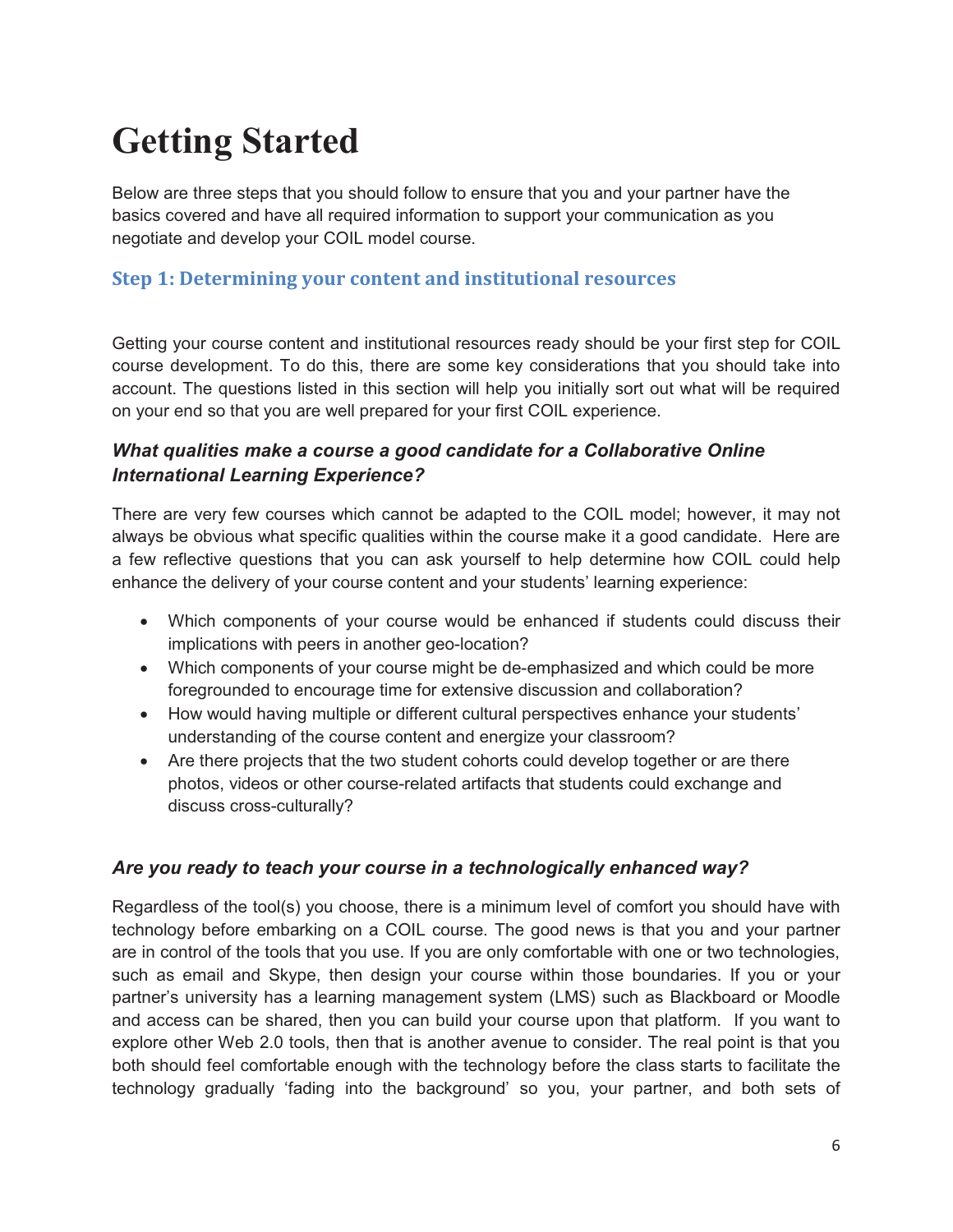# Getting Started

Below are three steps that you should follow to ensure that you and your partner have the basics covered and have all required information to support your communication as you negotiate and develop your COIL model course.

## Step 1: Determining your content and institutional resources

Getting your course content and institutional resources ready should be your first step for COIL course development. To do this, there are some key considerations that you should take into account. The questions listed in this section will help you initially sort out what will be required on your end so that you are well prepared for your first COIL experience.

### *What qualities make a course a good candidate for a Collaborative Online International Learning Experience?*

There are very few courses which cannot be adapted to the COIL model; however, it may not always be obvious what specific qualities within the course make it a good candidate. Here are a few reflective questions that you can ask yourself to help determine how COIL could help enhance the delivery of your course content and your students' learning experience:

- Which components of your course would be enhanced if students could discuss their implications with peers in another geo-location?
- Which components of your course might be de-emphasized and which could be more foregrounded to encourage time for extensive discussion and collaboration?
- How would having multiple or different cultural perspectives enhance your students' understanding of the course content and energize your classroom?
- Are there projects that the two student cohorts could develop together or are there photos, videos or other course-related artifacts that students could exchange and discuss cross-culturally?

### *Are you ready to teach your course in a technologically enhanced way?*

Regardless of the tool(s) you choose, there is a minimum level of comfort you should have with technology before embarking on a COIL course. The good news is that you and your partner are in control of the tools that you use. If you are only comfortable with one or two technologies, such as email and Skype, then design your course within those boundaries. If you or your partner's university has a learning management system (LMS) such as Blackboard or Moodle and access can be shared, then you can build your course upon that platform. If you want to explore other Web 2.0 tools, then that is another avenue to consider. The real point is that you both should feel comfortable enough with the technology before the class starts to facilitate the technology gradually 'fading into the background' so you, your partner, and both sets of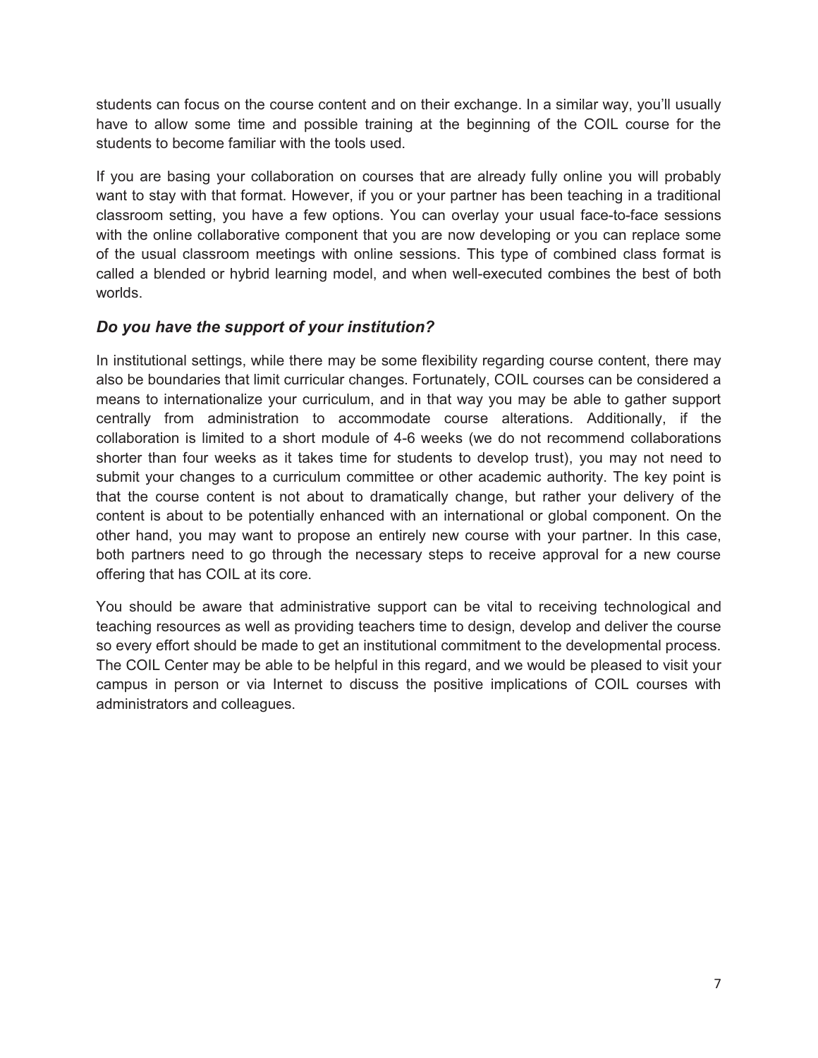students can focus on the course content and on their exchange. In a similar way, you'll usually have to allow some time and possible training at the beginning of the COIL course for the students to become familiar with the tools used.

If you are basing your collaboration on courses that are already fully online you will probably want to stay with that format. However, if you or your partner has been teaching in a traditional classroom setting, you have a few options. You can overlay your usual face-to-face sessions with the online collaborative component that you are now developing or you can replace some of the usual classroom meetings with online sessions. This type of combined class format is called a blended or hybrid learning model, and when well-executed combines the best of both worlds.

### *Do you have the support of your institution?*

In institutional settings, while there may be some flexibility regarding course content, there may also be boundaries that limit curricular changes. Fortunately, COIL courses can be considered a means to internationalize your curriculum, and in that way you may be able to gather support centrally from administration to accommodate course alterations. Additionally, if the collaboration is limited to a short module of 4-6 weeks (we do not recommend collaborations shorter than four weeks as it takes time for students to develop trust), you may not need to submit your changes to a curriculum committee or other academic authority. The key point is that the course content is not about to dramatically change, but rather your delivery of the content is about to be potentially enhanced with an international or global component. On the other hand, you may want to propose an entirely new course with your partner. In this case, both partners need to go through the necessary steps to receive approval for a new course offering that has COIL at its core.

You should be aware that administrative support can be vital to receiving technological and teaching resources as well as providing teachers time to design, develop and deliver the course so every effort should be made to get an institutional commitment to the developmental process. The COIL Center may be able to be helpful in this regard, and we would be pleased to visit your campus in person or via Internet to discuss the positive implications of COIL courses with administrators and colleagues.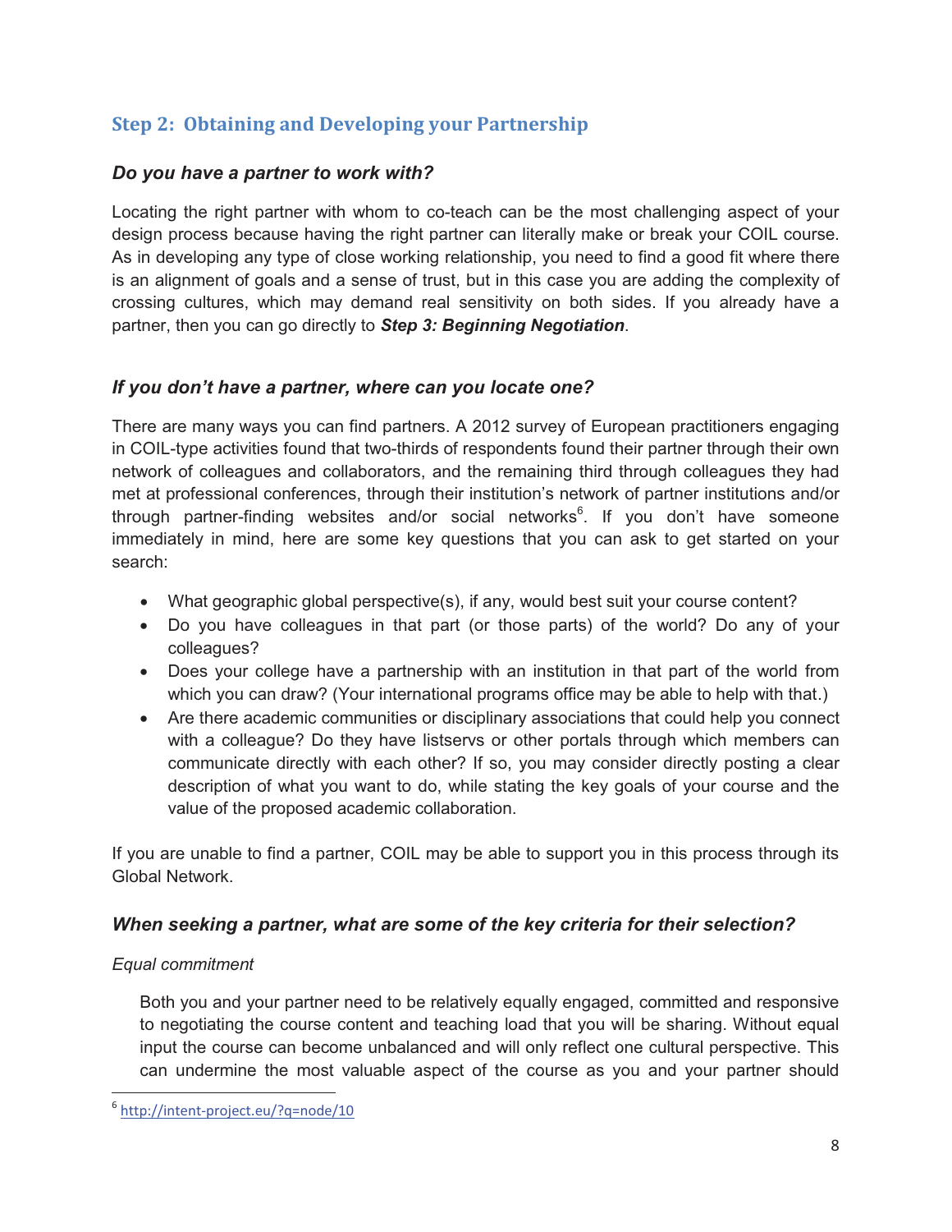## Step 2: Obtaining and Developing your Partnership

### *Do you have a partner to work with?*

Locating the right partner with whom to co-teach can be the most challenging aspect of your design process because having the right partner can literally make or break your COIL course. As in developing any type of close working relationship, you need to find a good fit where there is an alignment of goals and a sense of trust, but in this case you are adding the complexity of crossing cultures, which may demand real sensitivity on both sides. If you already have a partner, then you can go directly to ***Step 3: Beginning Negotiation***.

### *If you don't have a partner, where can you locate one?*

There are many ways you can find partners. A 2012 survey of European practitioners engaging in COIL-type activities found that two-thirds of respondents found their partner through their own network of colleagues and collaborators, and the remaining third through colleagues they had met at professional conferences, through their institution's network of partner institutions and/or through partner-finding websites and/or social networks[6]. If you don't have someone immediately in mind, here are some key questions that you can ask to get started on your search:

- What geographic global perspective(s), if any, would best suit your course content?
- Do you have colleagues in that part (or those parts) of the world? Do any of your colleagues?
- Does your college have a partnership with an institution in that part of the world from which you can draw? (Your international programs office may be able to help with that.)
- Are there academic communities or disciplinary associations that could help you connect with a colleague? Do they have listservs or other portals through which members can communicate directly with each other? If so, you may consider directly posting a clear description of what you want to do, while stating the key goals of your course and the value of the proposed academic collaboration.

If you are unable to find a partner, COIL may be able to support you in this process through its Global Network.

### *When seeking a partner, what are some of the key criteria for their selection?*

*Equal commitment*

Both you and your partner need to be relatively equally engaged, committed and responsive to negotiating the course content and teaching load that you will be sharing. Without equal input the course can become unbalanced and will only reflect one cultural perspective. This can undermine the most valuable aspect of the course as you and your partner should

---

[6] http://intent-project.eu/?q=node/10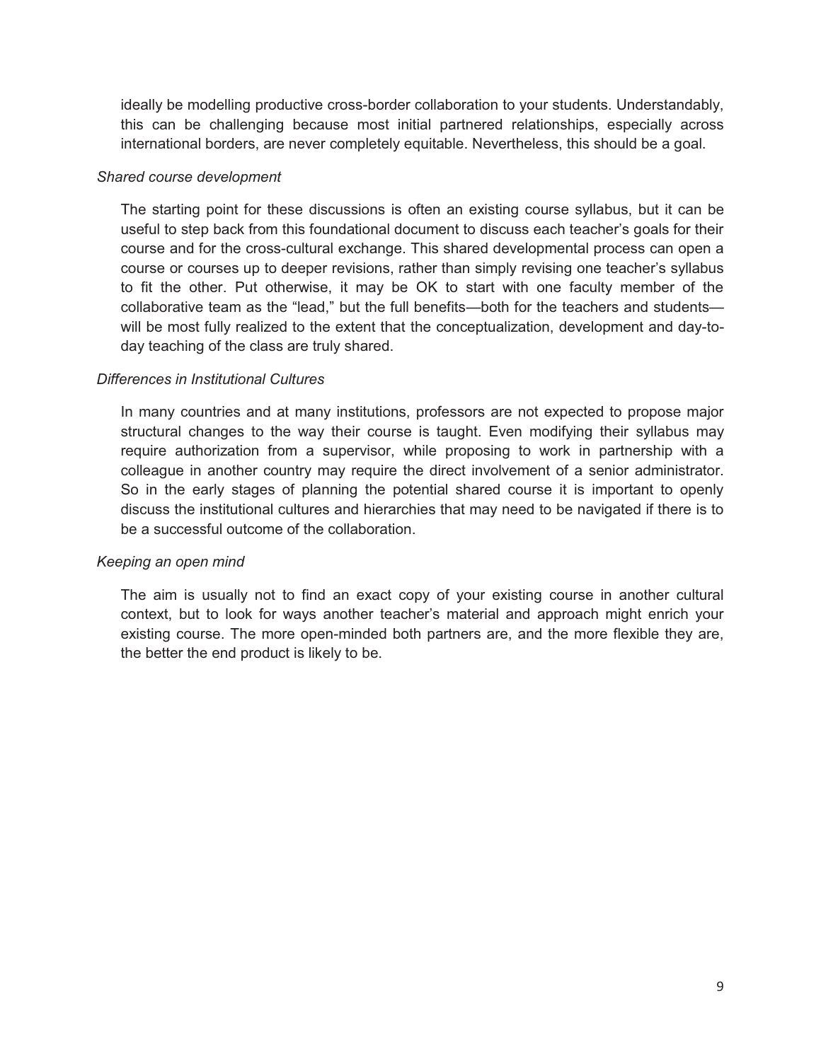ideally be modelling productive cross-border collaboration to your students. Understandably, this can be challenging because most initial partnered relationships, especially across international borders, are never completely equitable. Nevertheless, this should be a goal.

*Shared course development*

The starting point for these discussions is often an existing course syllabus, but it can be useful to step back from this foundational document to discuss each teacher's goals for their course and for the cross-cultural exchange. This shared developmental process can open a course or courses up to deeper revisions, rather than simply revising one teacher's syllabus to fit the other. Put otherwise, it may be OK to start with one faculty member of the collaborative team as the "lead," but the full benefits—both for the teachers and students—will be most fully realized to the extent that the conceptualization, development and day-to-day teaching of the class are truly shared.

*Differences in Institutional Cultures*

In many countries and at many institutions, professors are not expected to propose major structural changes to the way their course is taught. Even modifying their syllabus may require authorization from a supervisor, while proposing to work in partnership with a colleague in another country may require the direct involvement of a senior administrator. So in the early stages of planning the potential shared course it is important to openly discuss the institutional cultures and hierarchies that may need to be navigated if there is to be a successful outcome of the collaboration.

*Keeping an open mind*

The aim is usually not to find an exact copy of your existing course in another cultural context, but to look for ways another teacher's material and approach might enrich your existing course. The more open-minded both partners are, and the more flexible they are, the better the end product is likely to be.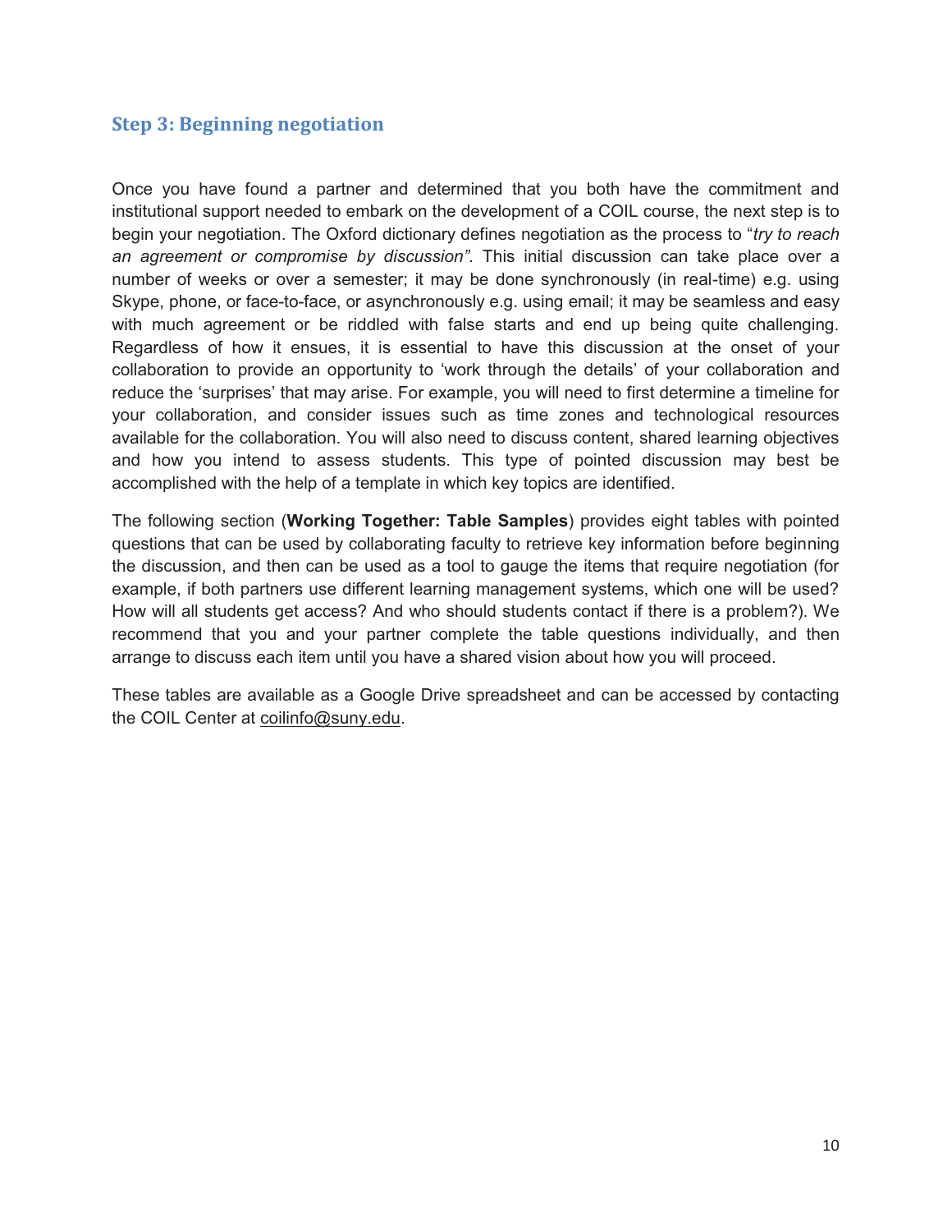## Step 3: Beginning negotiation

Once you have found a partner and determined that you both have the commitment and institutional support needed to embark on the development of a COIL course, the next step is to begin your negotiation. The Oxford dictionary defines negotiation as the process to "*try to reach an agreement or compromise by discussion"*. This initial discussion can take place over a number of weeks or over a semester; it may be done synchronously (in real-time) e.g. using Skype, phone, or face-to-face, or asynchronously e.g. using email; it may be seamless and easy with much agreement or be riddled with false starts and end up being quite challenging. Regardless of how it ensues, it is essential to have this discussion at the onset of your collaboration to provide an opportunity to 'work through the details' of your collaboration and reduce the 'surprises' that may arise. For example, you will need to first determine a timeline for your collaboration, and consider issues such as time zones and technological resources available for the collaboration. You will also need to discuss content, shared learning objectives and how you intend to assess students. This type of pointed discussion may best be accomplished with the help of a template in which key topics are identified.

The following section (**Working Together: Table Samples**) provides eight tables with pointed questions that can be used by collaborating faculty to retrieve key information before beginning the discussion, and then can be used as a tool to gauge the items that require negotiation (for example, if both partners use different learning management systems, which one will be used? How will all students get access? And who should students contact if there is a problem?). We recommend that you and your partner complete the table questions individually, and then arrange to discuss each item until you have a shared vision about how you will proceed.

These tables are available as a Google Drive spreadsheet and can be accessed by contacting the COIL Center at coilinfo@suny.edu.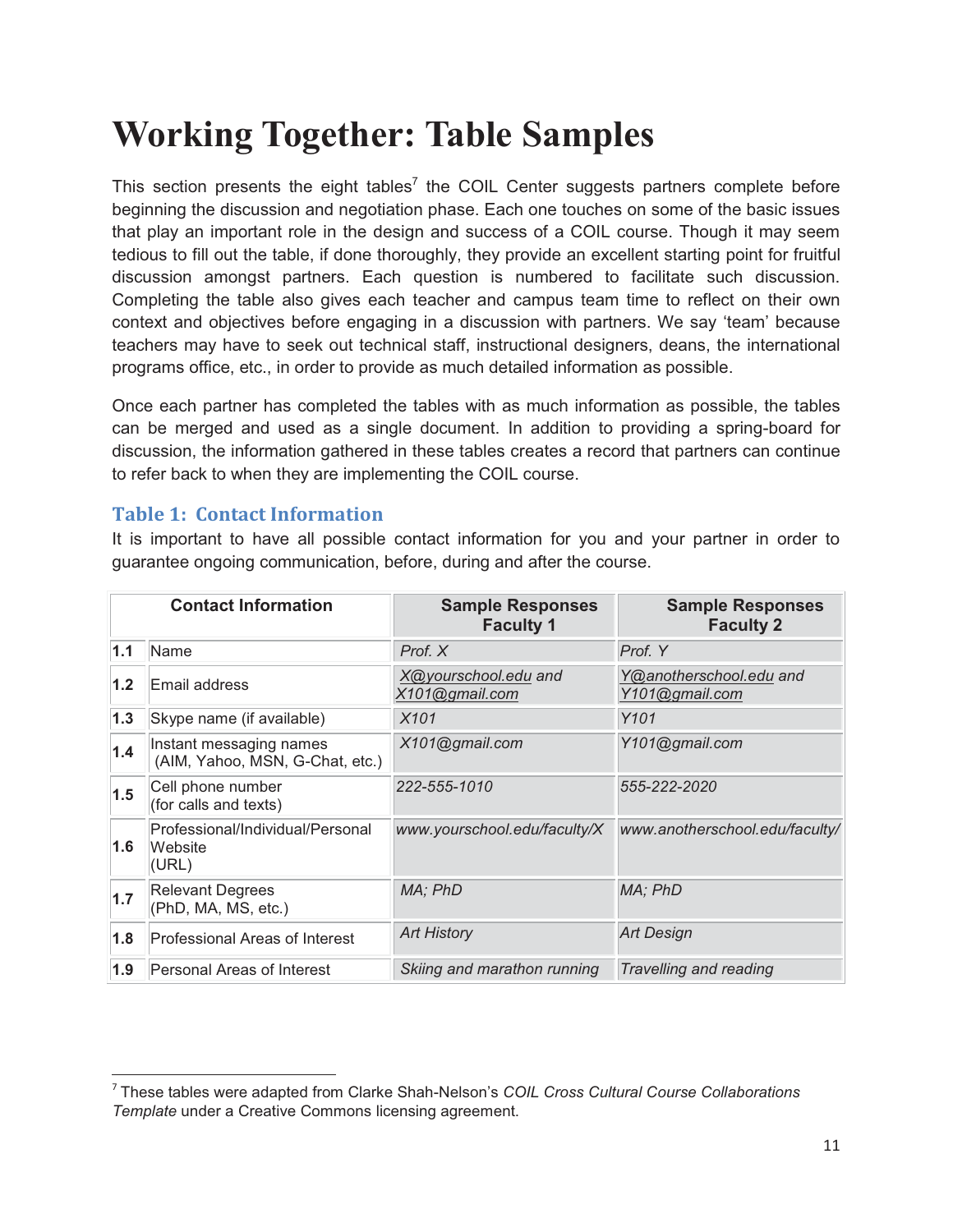# Working Together: Table Samples

This section presents the eight tables[7] the COIL Center suggests partners complete before beginning the discussion and negotiation phase. Each one touches on some of the basic issues that play an important role in the design and success of a COIL course. Though it may seem tedious to fill out the table, if done thoroughly, they provide an excellent starting point for fruitful discussion amongst partners. Each question is numbered to facilitate such discussion. Completing the table also gives each teacher and campus team time to reflect on their own context and objectives before engaging in a discussion with partners. We say 'team' because teachers may have to seek out technical staff, instructional designers, deans, the international programs office, etc., in order to provide as much detailed information as possible.

Once each partner has completed the tables with as much information as possible, the tables can be merged and used as a single document. In addition to providing a spring-board for discussion, the information gathered in these tables creates a record that partners can continue to refer back to when they are implementing the COIL course.

### Table 1: Contact Information

It is important to have all possible contact information for you and your partner in order to guarantee ongoing communication, before, during and after the course.

| Contact Information | | Sample Responses Faculty 1 | Sample Responses Faculty 2 |
|---|---|---|---|
| **1.1** | Name | *Prof. X* | *Prof. Y* |
| **1.2** | Email address | *X@yourschool.edu and X101@gmail.com* | *Y@anotherschool.edu and Y101@gmail.com* |
| **1.3** | Skype name (if available) | *X101* | *Y101* |
| **1.4** | Instant messaging names (AIM, Yahoo, MSN, G-Chat, etc.) | *X101@gmail.com* | *Y101@gmail.com* |
| **1.5** | Cell phone number (for calls and texts) | *222-555-1010* | *555-222-2020* |
| **1.6** | Professional/Individual/Personal Website (URL) | *www.yourschool.edu/faculty/X* | *www.anotherschool.edu/faculty/* |
| **1.7** | Relevant Degrees (PhD, MA, MS, etc.) | *MA; PhD* | *MA; PhD* |
| **1.8** | Professional Areas of Interest | *Art History* | *Art Design* |
| **1.9** | Personal Areas of Interest | *Skiing and marathon running* | *Travelling and reading* |

[7] These tables were adapted from Clarke Shah-Nelson's *COIL Cross Cultural Course Collaborations Template* under a Creative Commons licensing agreement.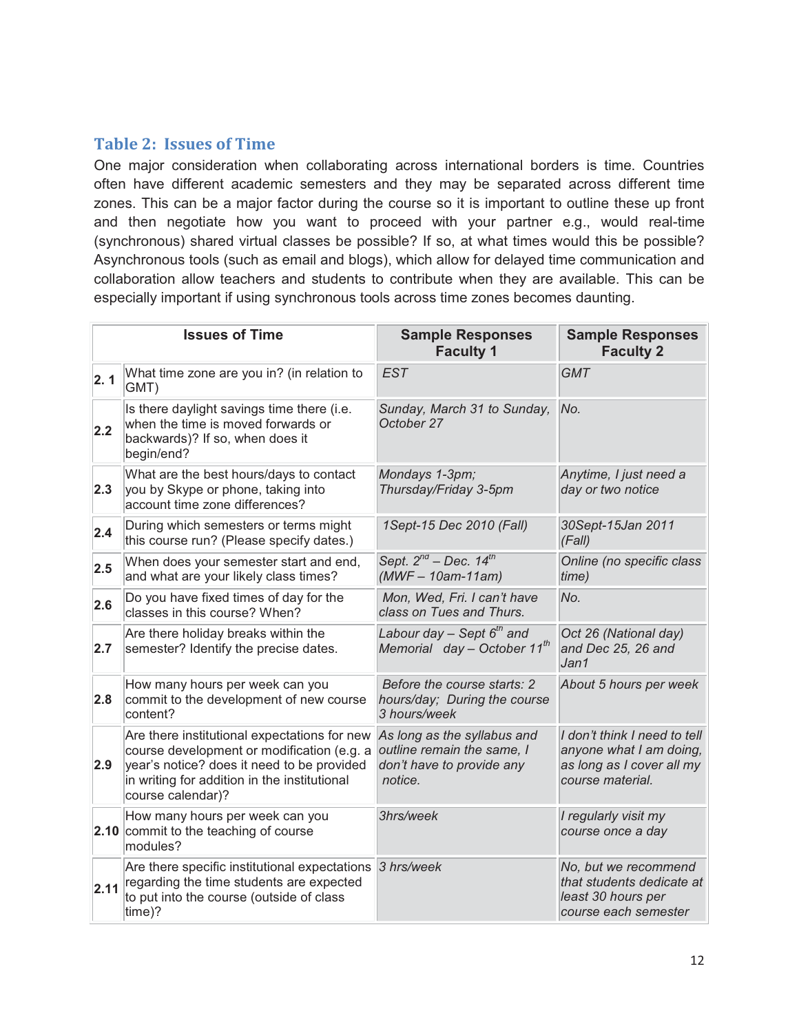## Table 2: Issues of Time

One major consideration when collaborating across international borders is time. Countries often have different academic semesters and they may be separated across different time zones. This can be a major factor during the course so it is important to outline these up front and then negotiate how you want to proceed with your partner e.g., would real-time (synchronous) shared virtual classes be possible? If so, at what times would this be possible? Asynchronous tools (such as email and blogs), which allow for delayed time communication and collaboration allow teachers and students to contribute when they are available. This can be especially important if using synchronous tools across time zones becomes daunting.

| | Issues of Time | Sample Responses Faculty 1 | Sample Responses Faculty 2 |
|---|---|---|---|
| 2. 1 | What time zone are you in? (in relation to GMT) | *EST* | *GMT* |
| 2.2 | Is there daylight savings time there (i.e. when the time is moved forwards or backwards)? If so, when does it begin/end? | *Sunday, March 31 to Sunday, October 27* | *No.* |
| 2.3 | What are the best hours/days to contact you by Skype or phone, taking into account time zone differences? | *Mondays 1-3pm; Thursday/Friday 3-5pm* | *Anytime, I just need a day or two notice* |
| 2.4 | During which semesters or terms might this course run? (Please specify dates.) | *1Sept-15 Dec 2010 (Fall)* | *30Sept-15Jan 2011 (Fall)* |
| 2.5 | When does your semester start and end, and what are your likely class times? | *Sept. 2nd – Dec. 14th (MWF – 10am-11am)* | *Online (no specific class time)* |
| 2.6 | Do you have fixed times of day for the classes in this course? When? | *Mon, Wed, Fri. I can't have class on Tues and Thurs.* | *No.* |
| 2.7 | Are there holiday breaks within the semester? Identify the precise dates. | *Labour day – Sept 6th and Memorial day – October 11th* | *Oct 26 (National day) and Dec 25, 26 and Jan1* |
| 2.8 | How many hours per week can you commit to the development of new course content? | *Before the course starts: 2 hours/day; During the course 3 hours/week* | *About 5 hours per week* |
| 2.9 | Are there institutional expectations for new course development or modification (e.g. a year's notice? does it need to be provided in writing for addition in the institutional course calendar)? | *As long as the syllabus and outline remain the same, I don't have to provide any notice.* | *I don't think I need to tell anyone what I am doing, as long as I cover all my course material.* |
| 2.10 | How many hours per week can you commit to the teaching of course modules? | *3hrs/week* | *I regularly visit my course once a day* |
| 2.11 | Are there specific institutional expectations regarding the time students are expected to put into the course (outside of class time)? | *3 hrs/week* | *No, but we recommend that students dedicate at least 30 hours per course each semester* |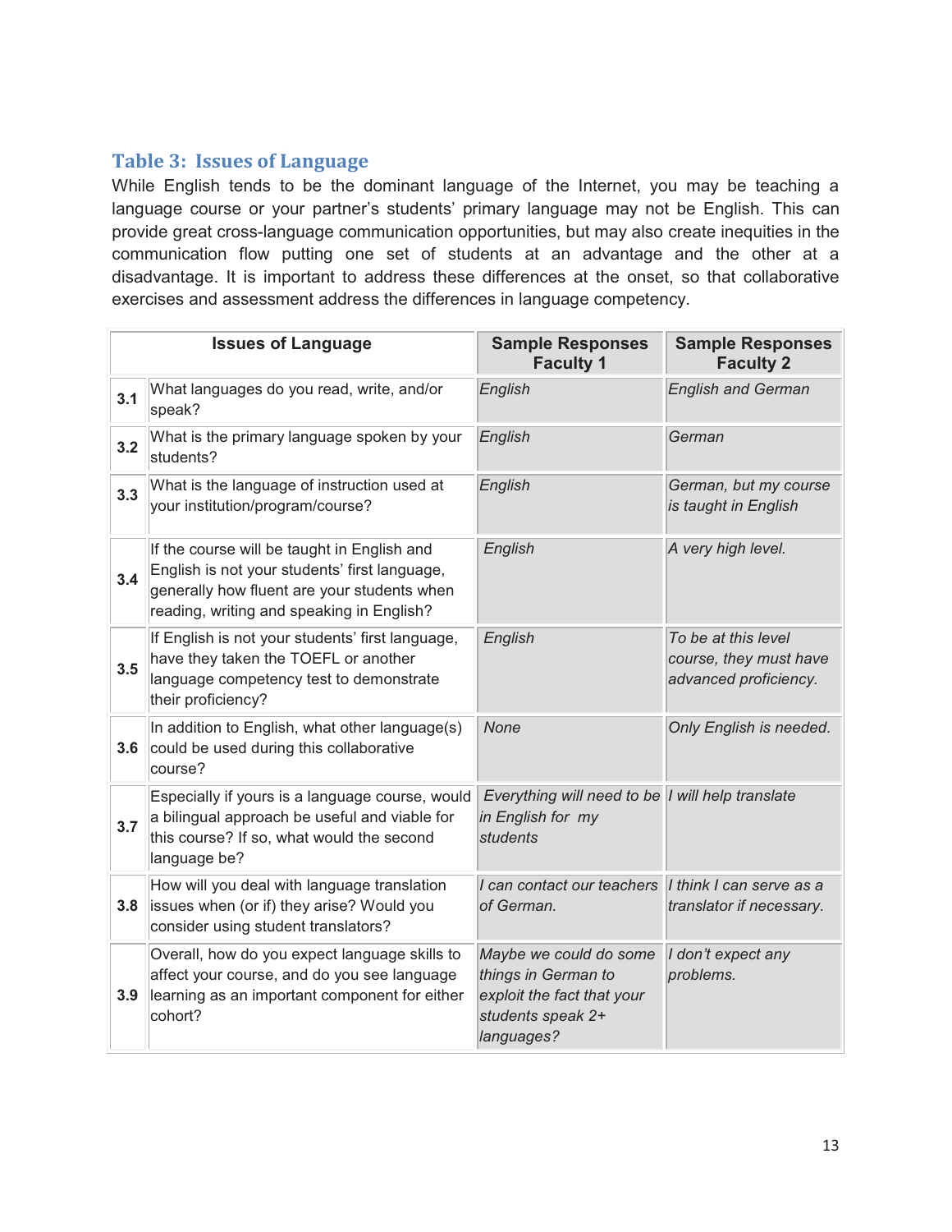## Table 3: Issues of Language

While English tends to be the dominant language of the Internet, you may be teaching a language course or your partner's students' primary language may not be English. This can provide great cross-language communication opportunities, but may also create inequities in the communication flow putting one set of students at an advantage and the other at a disadvantage. It is important to address these differences at the onset, so that collaborative exercises and assessment address the differences in language competency.

| | Issues of Language | Sample Responses Faculty 1 | Sample Responses Faculty 2 |
|---|---|---|---|
| 3.1 | What languages do you read, write, and/or speak? | *English* | *English and German* |
| 3.2 | What is the primary language spoken by your students? | *English* | *German* |
| 3.3 | What is the language of instruction used at your institution/program/course? | *English* | *German, but my course is taught in English* |
| 3.4 | If the course will be taught in English and English is not your students' first language, generally how fluent are your students when reading, writing and speaking in English? | *English* | *A very high level.* |
| 3.5 | If English is not your students' first language, have they taken the TOEFL or another language competency test to demonstrate their proficiency? | *English* | *To be at this level course, they must have advanced proficiency.* |
| 3.6 | In addition to English, what other language(s) could be used during this collaborative course? | *None* | *Only English is needed.* |
| 3.7 | Especially if yours is a language course, would a bilingual approach be useful and viable for this course? If so, what would the second language be? | *Everything will need to be in English for my students* | *I will help translate* |
| 3.8 | How will you deal with language translation issues when (or if) they arise? Would you consider using student translators? | *I can contact our teachers of German.* | *I think I can serve as a translator if necessary.* |
| 3.9 | Overall, how do you expect language skills to affect your course, and do you see language learning as an important component for either cohort? | *Maybe we could do some things in German to exploit the fact that your students speak 2+ languages?* | *I don't expect any problems.* |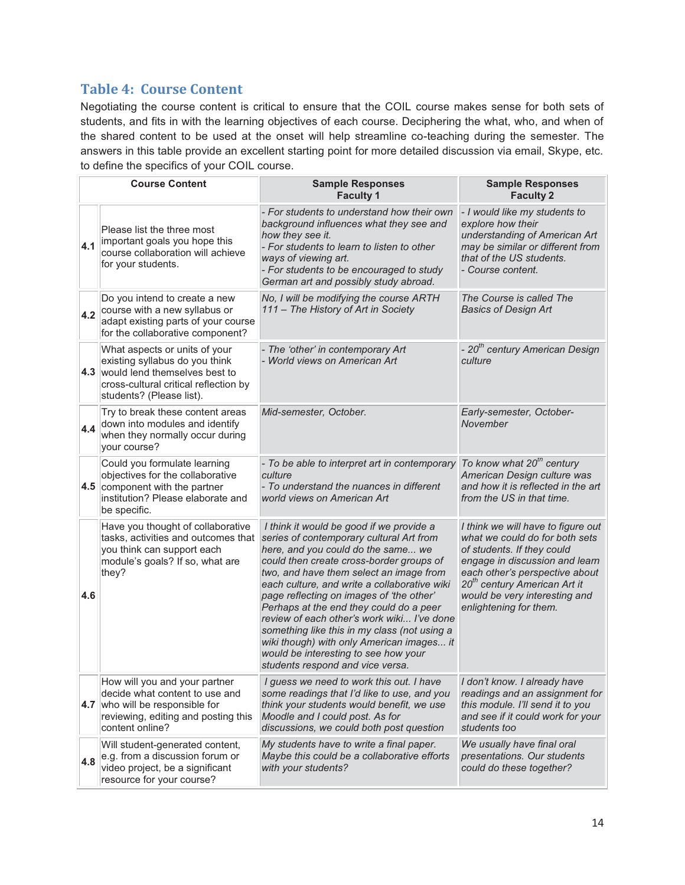## Table 4: Course Content

Negotiating the course content is critical to ensure that the COIL course makes sense for both sets of students, and fits in with the learning objectives of each course. Deciphering the what, who, and when of the shared content to be used at the onset will help streamline co-teaching during the semester. The answers in this table provide an excellent starting point for more detailed discussion via email, Skype, etc. to define the specifics of your COIL course.

| | Course Content | Sample Responses Faculty 1 | Sample Responses Faculty 2 |
|---|---|---|---|
| **4.1** | Please list the three most important goals you hope this course collaboration will achieve for your students. | *- For students to understand how their own background influences what they see and how they see it.<br>- For students to learn to listen to other ways of viewing art.<br>- For students to be encouraged to study German art and possibly study abroad.* | *- I would like my students to explore how their understanding of American Art may be similar or different from that of the US students.<br>- Course content.* |
| **4.2** | Do you intend to create a new course with a new syllabus or adapt existing parts of your course for the collaborative component? | *No, I will be modifying the course ARTH 111 – The History of Art in Society* | *The Course is called The Basics of Design Art* |
| **4.3** | What aspects or units of your existing syllabus do you think would lend themselves best to cross-cultural critical reflection by students? (Please list). | *- The 'other' in contemporary Art<br>- World views on American Art* | *- 20th century American Design culture* |
| **4.4** | Try to break these content areas down into modules and identify when they normally occur during your course? | *Mid-semester, October.* | *Early-semester, October-November* |
| **4.5** | Could you formulate learning objectives for the collaborative component with the partner institution? Please elaborate and be specific. | *- To be able to interpret art in contemporary culture<br>- To understand the nuances in different world views on American Art* | *To know what 20th century American Design culture was and how it is reflected in the art from the US in that time.* |
| **4.6** | Have you thought of collaborative tasks, activities and outcomes that you think can support each module's goals? If so, what are they? | *I think it would be good if we provide a series of contemporary cultural Art from here, and you could do the same... we could then create cross-border groups of two, and have them select an image from each culture, and write a collaborative wiki page reflecting on images of 'the other' Perhaps at the end they could do a peer review of each other's work wiki... I've done something like this in my class (not using a wiki though) with only American images... it would be interesting to see how your students respond and vice versa.* | *I think we will have to figure out what we could do for both sets of students. If they could engage in discussion and learn each other's perspective about 20th century American Art it would be very interesting and enlightening for them.* |
| **4.7** | How will you and your partner decide what content to use and who will be responsible for reviewing, editing and posting this content online? | *I guess we need to work this out. I have some readings that I'd like to use, and you think your students would benefit, we use Moodle and I could post. As for discussions, we could both post question* | *I don't know. I already have readings and an assignment for this module. I'll send it to you and see if it could work for your students too* |
| **4.8** | Will student-generated content, e.g. from a discussion forum or video project, be a significant resource for your course? | *My students have to write a final paper. Maybe this could be a collaborative efforts with your students?* | *We usually have final oral presentations. Our students could do these together?* |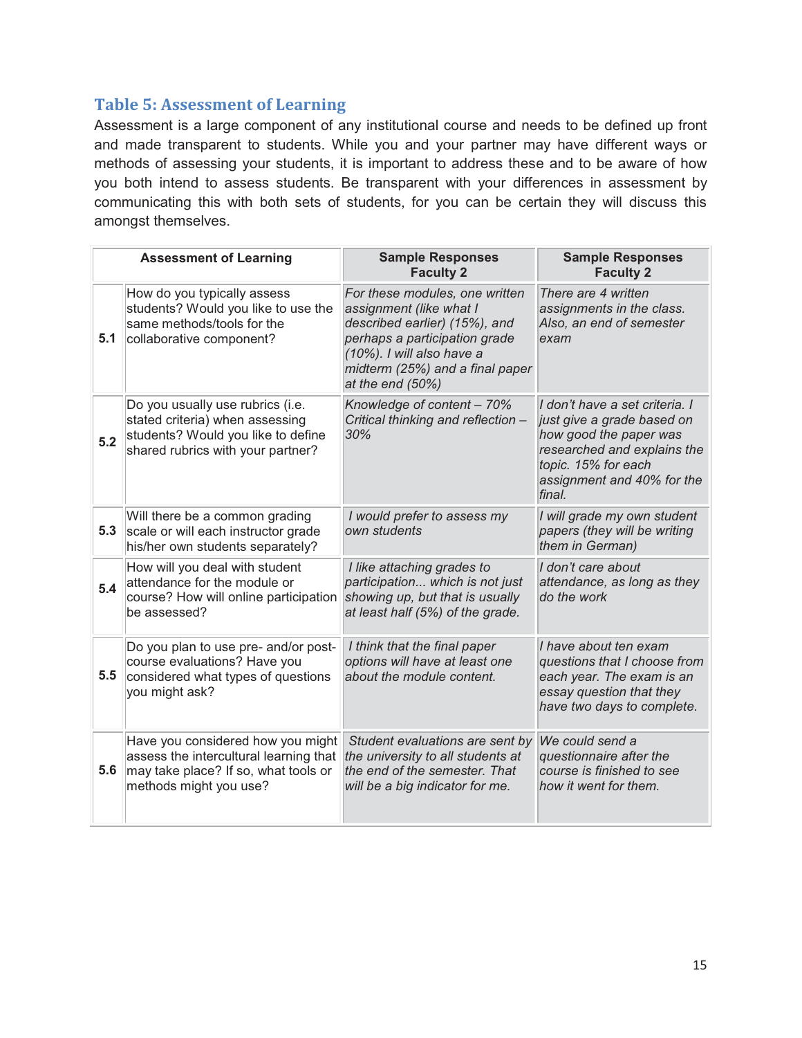## Table 5: Assessment of Learning

Assessment is a large component of any institutional course and needs to be defined up front and made transparent to students. While you and your partner may have different ways or methods of assessing your students, it is important to address these and to be aware of how you both intend to assess students. Be transparent with your differences in assessment by communicating this with both sets of students, for you can be certain they will discuss this amongst themselves.

| | Assessment of Learning | Sample Responses Faculty 2 | Sample Responses Faculty 2 |
|---|---|---|---|
| **5.1** | How do you typically assess students? Would you like to use the same methods/tools for the collaborative component? | *For these modules, one written assignment (like what I described earlier) (15%), and perhaps a participation grade (10%). I will also have a midterm (25%) and a final paper at the end (50%)* | *There are 4 written assignments in the class. Also, an end of semester exam* |
| **5.2** | Do you usually use rubrics (i.e. stated criteria) when assessing students? Would you like to define shared rubrics with your partner? | *Knowledge of content – 70% Critical thinking and reflection – 30%* | *I don't have a set criteria. I just give a grade based on how good the paper was researched and explains the topic. 15% for each assignment and 40% for the final.* |
| **5.3** | Will there be a common grading scale or will each instructor grade his/her own students separately? | *I would prefer to assess my own students* | *I will grade my own student papers (they will be writing them in German)* |
| **5.4** | How will you deal with student attendance for the module or course? How will online participation be assessed? | *I like attaching grades to participation... which is not just showing up, but that is usually at least half (5%) of the grade.* | *I don't care about attendance, as long as they do the work* |
| **5.5** | Do you plan to use pre- and/or post-course evaluations? Have you considered what types of questions you might ask? | *I think that the final paper options will have at least one about the module content.* | *I have about ten exam questions that I choose from each year. The exam is an essay question that they have two days to complete.* |
| **5.6** | Have you considered how you might assess the intercultural learning that may take place? If so, what tools or methods might you use? | *Student evaluations are sent by the university to all students at the end of the semester. That will be a big indicator for me.* | *We could send a questionnaire after the course is finished to see how it went for them.* |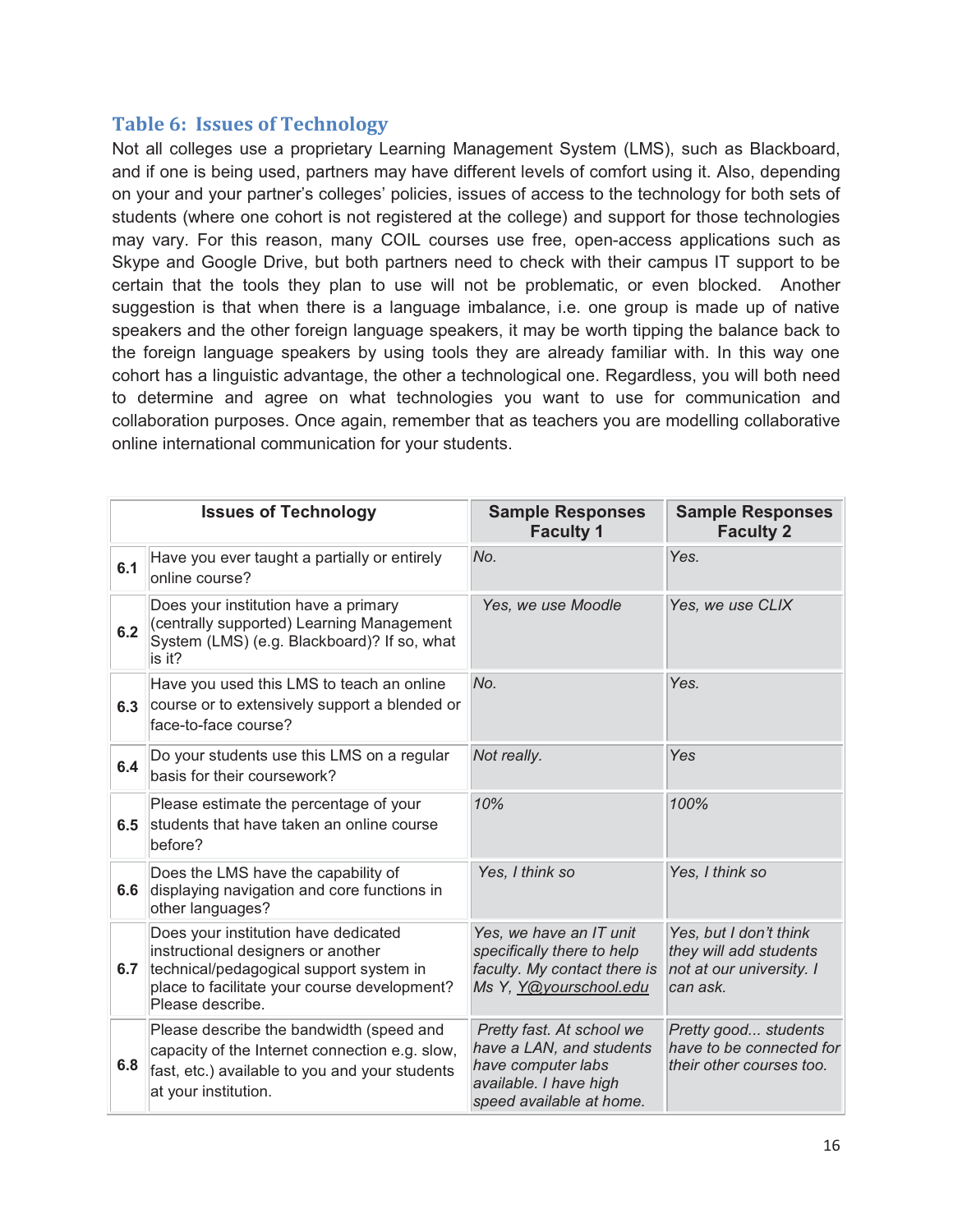### Table 6: Issues of Technology

Not all colleges use a proprietary Learning Management System (LMS), such as Blackboard, and if one is being used, partners may have different levels of comfort using it. Also, depending on your and your partner's colleges' policies, issues of access to the technology for both sets of students (where one cohort is not registered at the college) and support for those technologies may vary. For this reason, many COIL courses use free, open-access applications such as Skype and Google Drive, but both partners need to check with their campus IT support to be certain that the tools they plan to use will not be problematic, or even blocked. Another suggestion is that when there is a language imbalance, i.e. one group is made up of native speakers and the other foreign language speakers, it may be worth tipping the balance back to the foreign language speakers by using tools they are already familiar with. In this way one cohort has a linguistic advantage, the other a technological one. Regardless, you will both need to determine and agree on what technologies you want to use for communication and collaboration purposes. Once again, remember that as teachers you are modelling collaborative online international communication for your students.

| | Issues of Technology | Sample Responses Faculty 1 | Sample Responses Faculty 2 |
|---|---|---|---|
| 6.1 | Have you ever taught a partially or entirely online course? | *No.* | *Yes.* |
| 6.2 | Does your institution have a primary (centrally supported) Learning Management System (LMS) (e.g. Blackboard)? If so, what is it? | *Yes, we use Moodle* | *Yes, we use CLIX* |
| 6.3 | Have you used this LMS to teach an online course or to extensively support a blended or face-to-face course? | *No.* | *Yes.* |
| 6.4 | Do your students use this LMS on a regular basis for their coursework? | *Not really.* | *Yes* |
| 6.5 | Please estimate the percentage of your students that have taken an online course before? | *10%* | *100%* |
| 6.6 | Does the LMS have the capability of displaying navigation and core functions in other languages? | *Yes, I think so* | *Yes, I think so* |
| 6.7 | Does your institution have dedicated instructional designers or another technical/pedagogical support system in place to facilitate your course development? Please describe. | *Yes, we have an IT unit specifically there to help faculty. My contact there is Ms Y, Y@yourschool.edu* | *Yes, but I don't think they will add students not at our university. I can ask.* |
| 6.8 | Please describe the bandwidth (speed and capacity of the Internet connection e.g. slow, fast, etc.) available to you and your students at your institution. | *Pretty fast. At school we have a LAN, and students have computer labs available. I have high speed available at home.* | *Pretty good... students have to be connected for their other courses too.* |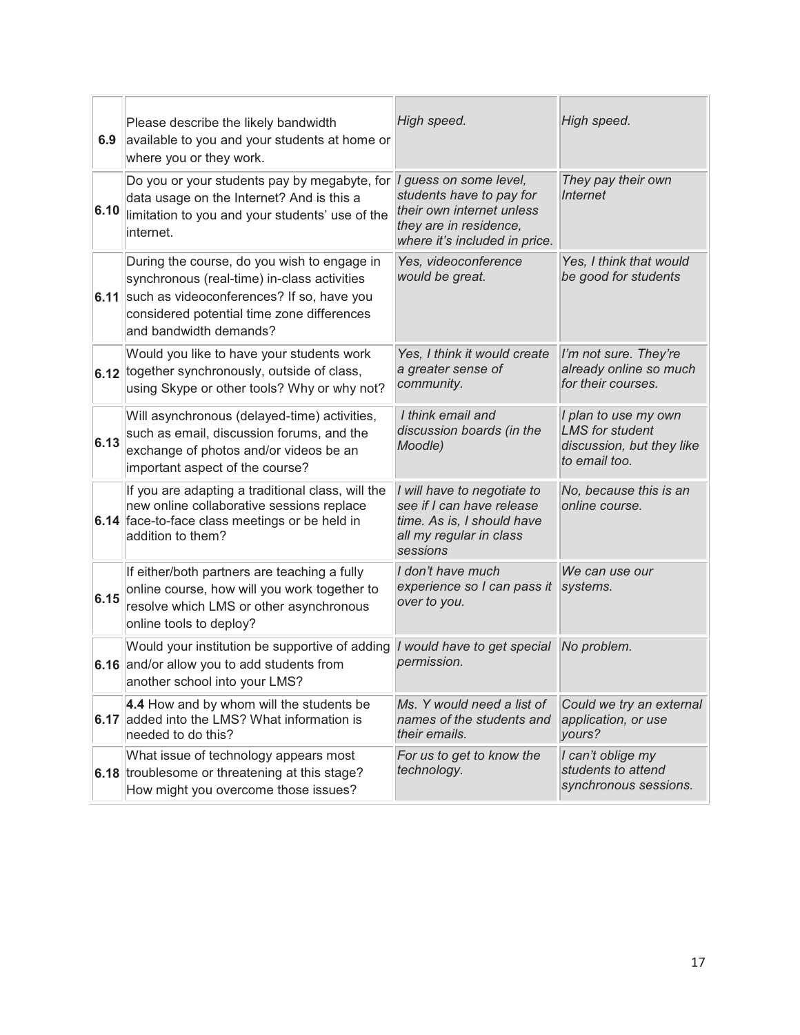| | | | |
|---|---|---|---|
| **6.9** | Please describe the likely bandwidth available to you and your students at home or where you or they work. | *High speed.* | *High speed.* |
| **6.10** | Do you or your students pay by megabyte, for data usage on the Internet? And is this a limitation to you and your students' use of the internet. | *I guess on some level, students have to pay for their own internet unless they are in residence, where it's included in price.* | *They pay their own Internet* |
| **6.11** | During the course, do you wish to engage in synchronous (real-time) in-class activities such as videoconferences? If so, have you considered potential time zone differences and bandwidth demands? | *Yes, videoconference would be great.* | *Yes, I think that would be good for students* |
| **6.12** | Would you like to have your students work together synchronously, outside of class, using Skype or other tools? Why or why not? | *Yes, I think it would create a greater sense of community.* | *I'm not sure. They're already online so much for their courses.* |
| **6.13** | Will asynchronous (delayed-time) activities, such as email, discussion forums, and the exchange of photos and/or videos be an important aspect of the course? | *I think email and discussion boards (in the Moodle)* | *I plan to use my own LMS for student discussion, but they like to email too.* |
| **6.14** | If you are adapting a traditional class, will the new online collaborative sessions replace face-to-face class meetings or be held in addition to them? | *I will have to negotiate to see if I can have release time. As is, I should have all my regular in class sessions* | *No, because this is an online course.* |
| **6.15** | If either/both partners are teaching a fully online course, how will you work together to resolve which LMS or other asynchronous online tools to deploy? | *I don't have much experience so I can pass it over to you.* | *We can use our systems.* |
| **6.16** | Would your institution be supportive of adding and/or allow you to add students from another school into your LMS? | *I would have to get special permission.* | *No problem.* |
| **6.17** | **4.4** How and by whom will the students be added into the LMS? What information is needed to do this? | *Ms. Y would need a list of names of the students and their emails.* | *Could we try an external application, or use yours?* |
| **6.18** | What issue of technology appears most troublesome or threatening at this stage? How might you overcome those issues? | *For us to get to know the technology.* | *I can't oblige my students to attend synchronous sessions.* |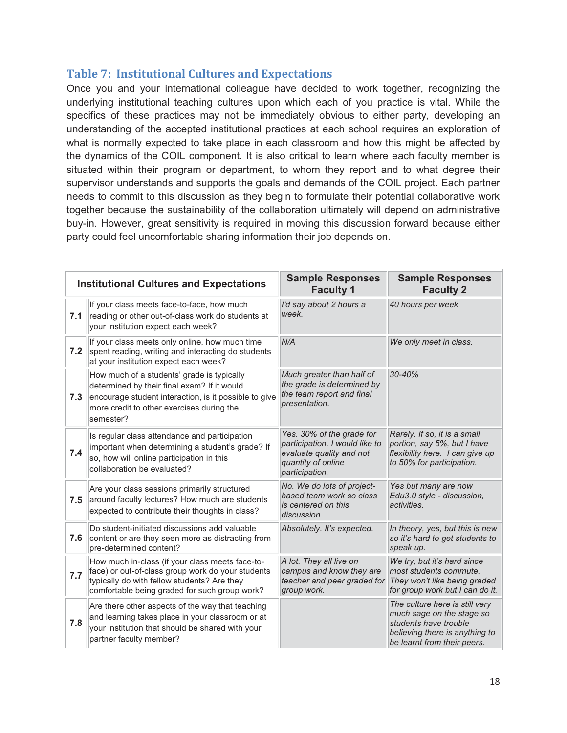## Table 7: Institutional Cultures and Expectations

Once you and your international colleague have decided to work together, recognizing the underlying institutional teaching cultures upon which each of you practice is vital. While the specifics of these practices may not be immediately obvious to either party, developing an understanding of the accepted institutional practices at each school requires an exploration of what is normally expected to take place in each classroom and how this might be affected by the dynamics of the COIL component. It is also critical to learn where each faculty member is situated within their program or department, to whom they report and to what degree their supervisor understands and supports the goals and demands of the COIL project. Each partner needs to commit to this discussion as they begin to formulate their potential collaborative work together because the sustainability of the collaboration ultimately will depend on administrative buy-in. However, great sensitivity is required in moving this discussion forward because either party could feel uncomfortable sharing information their job depends on.

| | Institutional Cultures and Expectations | Sample Responses Faculty 1 | Sample Responses Faculty 2 |
|---|---|---|---|
| 7.1 | If your class meets face-to-face, how much reading or other out-of-class work do students at your institution expect each week? | *I'd say about 2 hours a week.* | *40 hours per week* |
| 7.2 | If your class meets only online, how much time spent reading, writing and interacting do students at your institution expect each week? | *N/A* | *We only meet in class.* |
| 7.3 | How much of a students' grade is typically determined by their final exam? If it would encourage student interaction, is it possible to give more credit to other exercises during the semester? | *Much greater than half of the grade is determined by the team report and final presentation.* | *30-40%* |
| 7.4 | Is regular class attendance and participation important when determining a student's grade? If so, how will online participation in this collaboration be evaluated? | *Yes. 30% of the grade for participation. I would like to evaluate quality and not quantity of online participation.* | *Rarely. If so, it is a small portion, say 5%, but I have flexibility here. I can give up to 50% for participation.* |
| 7.5 | Are your class sessions primarily structured around faculty lectures? How much are students expected to contribute their thoughts in class? | *No. We do lots of project-based team work so class is centered on this discussion.* | *Yes but many are now Edu3.0 style - discussion, activities.* |
| 7.6 | Do student-initiated discussions add valuable content or are they seen more as distracting from pre-determined content? | *Absolutely. It's expected.* | *In theory, yes, but this is new so it's hard to get students to speak up.* |
| 7.7 | How much in-class (if your class meets face-to-face) or out-of-class group work do your students typically do with fellow students? Are they comfortable being graded for such group work? | *A lot. They all live on campus and know they are teacher and peer graded for group work.* | *We try, but it's hard since most students commute. They won't like being graded for group work but I can do it.* |
| 7.8 | Are there other aspects of the way that teaching and learning takes place in your classroom or at your institution that should be shared with your partner faculty member? | | *The culture here is still very much sage on the stage so students have trouble believing there is anything to be learnt from their peers.* |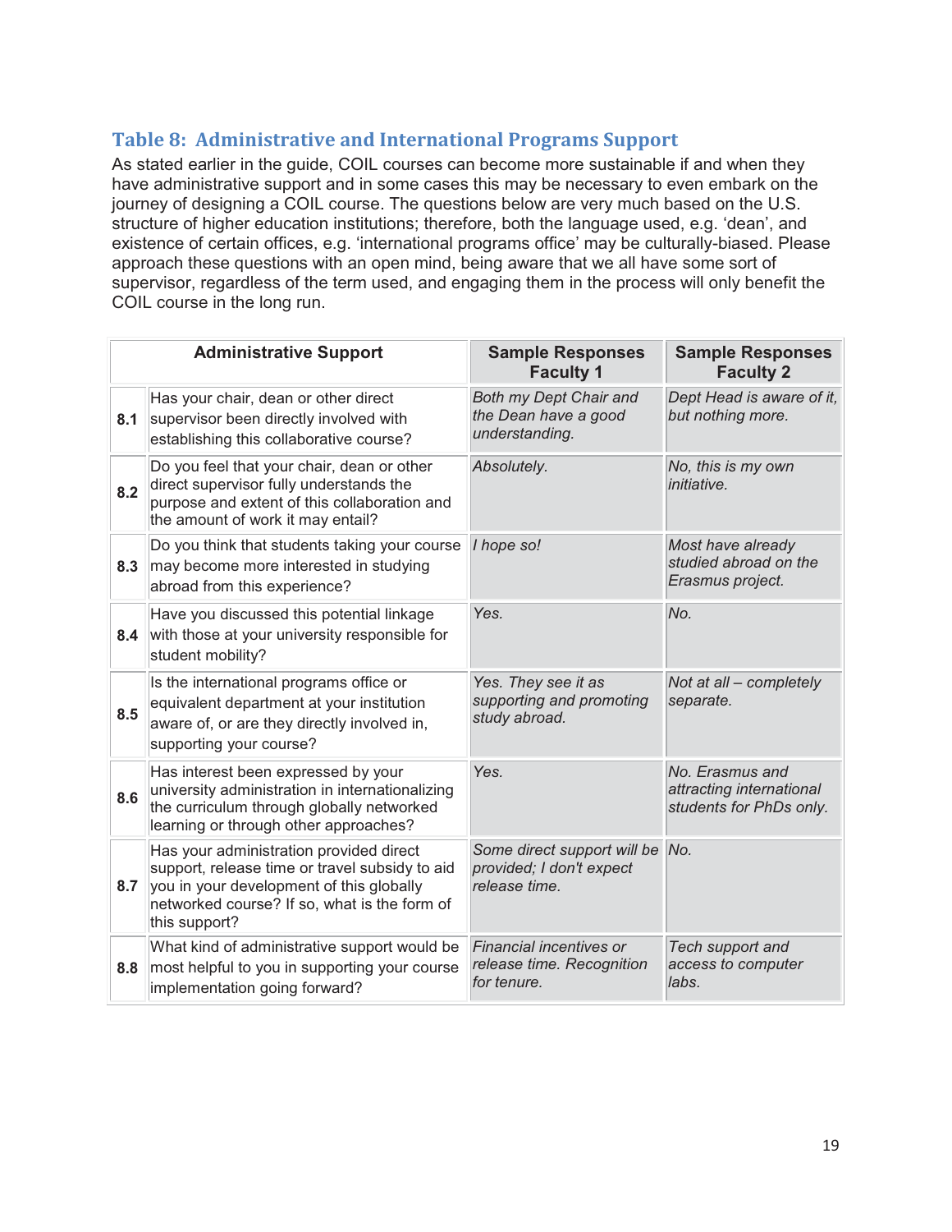### Table 8: Administrative and International Programs Support

As stated earlier in the guide, COIL courses can become more sustainable if and when they have administrative support and in some cases this may be necessary to even embark on the journey of designing a COIL course. The questions below are very much based on the U.S. structure of higher education institutions; therefore, both the language used, e.g. 'dean', and existence of certain offices, e.g. 'international programs office' may be culturally-biased. Please approach these questions with an open mind, being aware that we all have some sort of supervisor, regardless of the term used, and engaging them in the process will only benefit the COIL course in the long run.

| | Administrative Support | Sample Responses Faculty 1 | Sample Responses Faculty 2 |
|---|---|---|---|
| **8.1** | Has your chair, dean or other direct supervisor been directly involved with establishing this collaborative course? | *Both my Dept Chair and the Dean have a good understanding.* | *Dept Head is aware of it, but nothing more.* |
| **8.2** | Do you feel that your chair, dean or other direct supervisor fully understands the purpose and extent of this collaboration and the amount of work it may entail? | *Absolutely.* | *No, this is my own initiative.* |
| **8.3** | Do you think that students taking your course may become more interested in studying abroad from this experience? | *I hope so!* | *Most have already studied abroad on the Erasmus project.* |
| **8.4** | Have you discussed this potential linkage with those at your university responsible for student mobility? | *Yes.* | *No.* |
| **8.5** | Is the international programs office or equivalent department at your institution aware of, or are they directly involved in, supporting your course? | *Yes. They see it as supporting and promoting study abroad.* | *Not at all – completely separate.* |
| **8.6** | Has interest been expressed by your university administration in internationalizing the curriculum through globally networked learning or through other approaches? | *Yes.* | *No. Erasmus and attracting international students for PhDs only.* |
| **8.7** | Has your administration provided direct support, release time or travel subsidy to aid you in your development of this globally networked course? If so, what is the form of this support? | *Some direct support will be provided; I don't expect release time.* | *No.* |
| **8.8** | What kind of administrative support would be most helpful to you in supporting your course implementation going forward? | *Financial incentives or release time. Recognition for tenure.* | *Tech support and access to computer labs.* |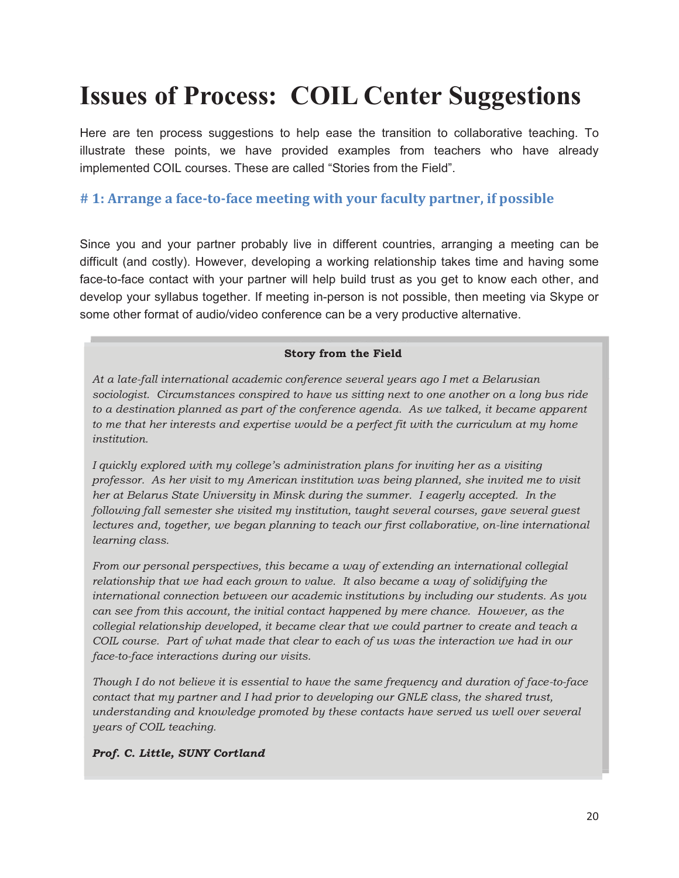# Issues of Process: COIL Center Suggestions

Here are ten process suggestions to help ease the transition to collaborative teaching. To illustrate these points, we have provided examples from teachers who have already implemented COIL courses. These are called "Stories from the Field".

## # 1: Arrange a face-to-face meeting with your faculty partner, if possible

Since you and your partner probably live in different countries, arranging a meeting can be difficult (and costly). However, developing a working relationship takes time and having some face-to-face contact with your partner will help build trust as you get to know each other, and develop your syllabus together. If meeting in-person is not possible, then meeting via Skype or some other format of audio/video conference can be a very productive alternative.

**Story from the Field**

*At a late-fall international academic conference several years ago I met a Belarusian sociologist. Circumstances conspired to have us sitting next to one another on a long bus ride to a destination planned as part of the conference agenda. As we talked, it became apparent to me that her interests and expertise would be a perfect fit with the curriculum at my home institution.*

*I quickly explored with my college's administration plans for inviting her as a visiting professor. As her visit to my American institution was being planned, she invited me to visit her at Belarus State University in Minsk during the summer. I eagerly accepted. In the following fall semester she visited my institution, taught several courses, gave several guest lectures and, together, we began planning to teach our first collaborative, on-line international learning class.*

*From our personal perspectives, this became a way of extending an international collegial relationship that we had each grown to value. It also became a way of solidifying the international connection between our academic institutions by including our students. As you can see from this account, the initial contact happened by mere chance. However, as the collegial relationship developed, it became clear that we could partner to create and teach a COIL course. Part of what made that clear to each of us was the interaction we had in our face-to-face interactions during our visits.*

*Though I do not believe it is essential to have the same frequency and duration of face-to-face contact that my partner and I had prior to developing our GNLE class, the shared trust, understanding and knowledge promoted by these contacts have served us well over several years of COIL teaching.*

***Prof. C. Little, SUNY Cortland***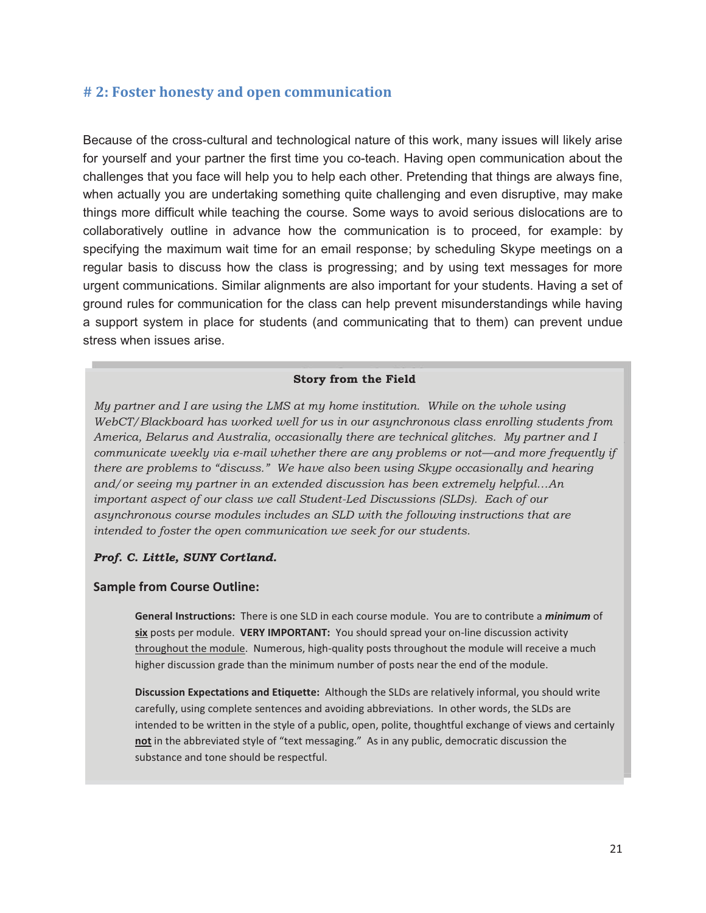## # 2: Foster honesty and open communication

Because of the cross-cultural and technological nature of this work, many issues will likely arise for yourself and your partner the first time you co-teach. Having open communication about the challenges that you face will help you to help each other. Pretending that things are always fine, when actually you are undertaking something quite challenging and even disruptive, may make things more difficult while teaching the course. Some ways to avoid serious dislocations are to collaboratively outline in advance how the communication is to proceed, for example: by specifying the maximum wait time for an email response; by scheduling Skype meetings on a regular basis to discuss how the class is progressing; and by using text messages for more urgent communications. Similar alignments are also important for your students. Having a set of ground rules for communication for the class can help prevent misunderstandings while having a support system in place for students (and communicating that to them) can prevent undue stress when issues arise.

**Story from the Field**

*My partner and I are using the LMS at my home institution. While on the whole using WebCT/Blackboard has worked well for us in our asynchronous class enrolling students from America, Belarus and Australia, occasionally there are technical glitches. My partner and I communicate weekly via e-mail whether there are any problems or not—and more frequently if there are problems to "discuss." We have also been using Skype occasionally and hearing and/or seeing my partner in an extended discussion has been extremely helpful…An important aspect of our class we call Student-Led Discussions (SLDs). Each of our asynchronous course modules includes an SLD with the following instructions that are intended to foster the open communication we seek for our students.*

***Prof. C. Little, SUNY Cortland.***

**Sample from Course Outline:**

**General Instructions:** There is one SLD in each course module. You are to contribute a ***minimum*** of **six** posts per module. **VERY IMPORTANT:** You should spread your on-line discussion activity throughout the module. Numerous, high-quality posts throughout the module will receive a much higher discussion grade than the minimum number of posts near the end of the module.

**Discussion Expectations and Etiquette:** Although the SLDs are relatively informal, you should write carefully, using complete sentences and avoiding abbreviations. In other words, the SLDs are intended to be written in the style of a public, open, polite, thoughtful exchange of views and certainly **not** in the abbreviated style of "text messaging." As in any public, democratic discussion the substance and tone should be respectful.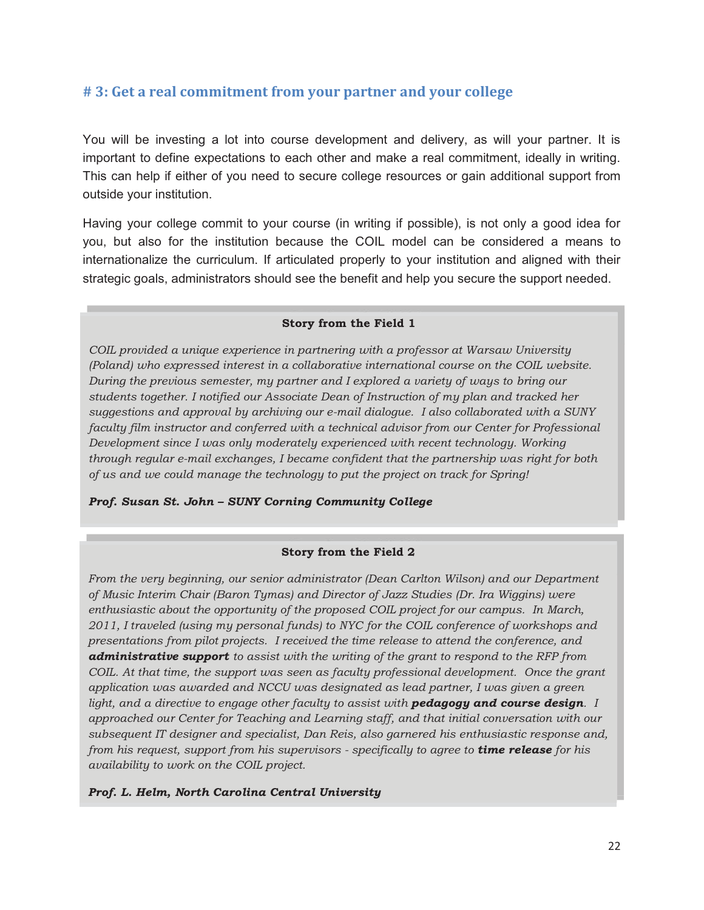## # 3: Get a real commitment from your partner and your college

You will be investing a lot into course development and delivery, as will your partner. It is important to define expectations to each other and make a real commitment, ideally in writing. This can help if either of you need to secure college resources or gain additional support from outside your institution.

Having your college commit to your course (in writing if possible), is not only a good idea for you, but also for the institution because the COIL model can be considered a means to internationalize the curriculum. If articulated properly to your institution and aligned with their strategic goals, administrators should see the benefit and help you secure the support needed.

**Story from the Field 1**

*COIL provided a unique experience in partnering with a professor at Warsaw University (Poland) who expressed interest in a collaborative international course on the COIL website. During the previous semester, my partner and I explored a variety of ways to bring our students together. I notified our Associate Dean of Instruction of my plan and tracked her suggestions and approval by archiving our e-mail dialogue. I also collaborated with a SUNY faculty film instructor and conferred with a technical advisor from our Center for Professional Development since I was only moderately experienced with recent technology. Working through regular e-mail exchanges, I became confident that the partnership was right for both of us and we could manage the technology to put the project on track for Spring!*

***Prof. Susan St. John – SUNY Corning Community College***

**Story from the Field 2**

*From the very beginning, our senior administrator (Dean Carlton Wilson) and our Department of Music Interim Chair (Baron Tymas) and Director of Jazz Studies (Dr. Ira Wiggins) were enthusiastic about the opportunity of the proposed COIL project for our campus. In March, 2011, I traveled (using my personal funds) to NYC for the COIL conference of workshops and presentations from pilot projects. I received the time release to attend the conference, and* ***administrative support*** *to assist with the writing of the grant to respond to the RFP from COIL. At that time, the support was seen as faculty professional development. Once the grant application was awarded and NCCU was designated as lead partner, I was given a green light, and a directive to engage other faculty to assist with* ***pedagogy and course design****. I approached our Center for Teaching and Learning staff, and that initial conversation with our subsequent IT designer and specialist, Dan Reis, also garnered his enthusiastic response and, from his request, support from his supervisors - specifically to agree to* ***time release*** *for his availability to work on the COIL project.*

***Prof. L. Helm, North Carolina Central University***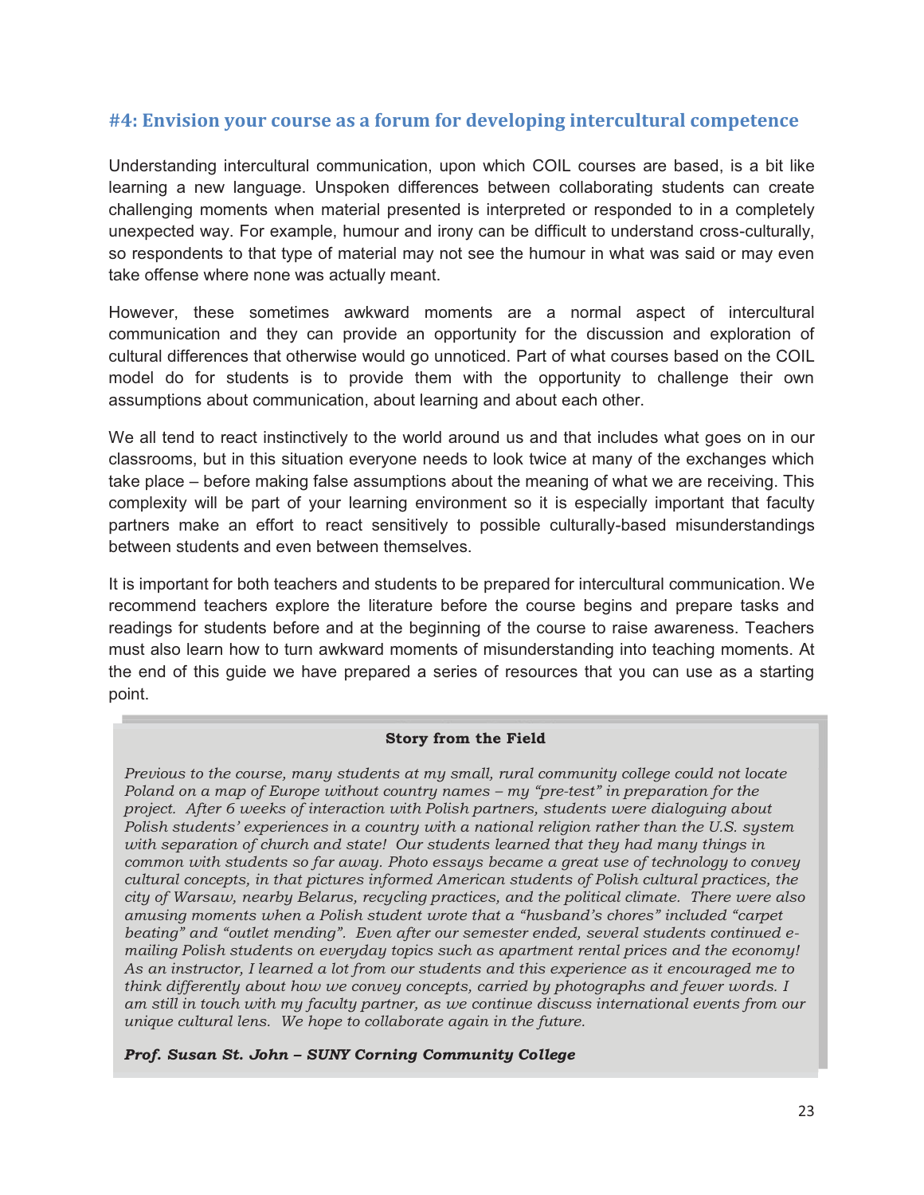## #4: Envision your course as a forum for developing intercultural competence

Understanding intercultural communication, upon which COIL courses are based, is a bit like learning a new language. Unspoken differences between collaborating students can create challenging moments when material presented is interpreted or responded to in a completely unexpected way. For example, humour and irony can be difficult to understand cross-culturally, so respondents to that type of material may not see the humour in what was said or may even take offense where none was actually meant.

However, these sometimes awkward moments are a normal aspect of intercultural communication and they can provide an opportunity for the discussion and exploration of cultural differences that otherwise would go unnoticed. Part of what courses based on the COIL model do for students is to provide them with the opportunity to challenge their own assumptions about communication, about learning and about each other.

We all tend to react instinctively to the world around us and that includes what goes on in our classrooms, but in this situation everyone needs to look twice at many of the exchanges which take place – before making false assumptions about the meaning of what we are receiving. This complexity will be part of your learning environment so it is especially important that faculty partners make an effort to react sensitively to possible culturally-based misunderstandings between students and even between themselves.

It is important for both teachers and students to be prepared for intercultural communication. We recommend teachers explore the literature before the course begins and prepare tasks and readings for students before and at the beginning of the course to raise awareness. Teachers must also learn how to turn awkward moments of misunderstanding into teaching moments. At the end of this guide we have prepared a series of resources that you can use as a starting point.

**Story from the Field**

*Previous to the course, many students at my small, rural community college could not locate Poland on a map of Europe without country names – my "pre-test" in preparation for the project. After 6 weeks of interaction with Polish partners, students were dialoguing about Polish students' experiences in a country with a national religion rather than the U.S. system with separation of church and state! Our students learned that they had many things in common with students so far away. Photo essays became a great use of technology to convey cultural concepts, in that pictures informed American students of Polish cultural practices, the city of Warsaw, nearby Belarus, recycling practices, and the political climate. There were also amusing moments when a Polish student wrote that a "husband's chores" included "carpet beating" and "outlet mending". Even after our semester ended, several students continued e-mailing Polish students on everyday topics such as apartment rental prices and the economy! As an instructor, I learned a lot from our students and this experience as it encouraged me to think differently about how we convey concepts, carried by photographs and fewer words. I am still in touch with my faculty partner, as we continue discuss international events from our unique cultural lens. We hope to collaborate again in the future.*

***Prof. Susan St. John – SUNY Corning Community College***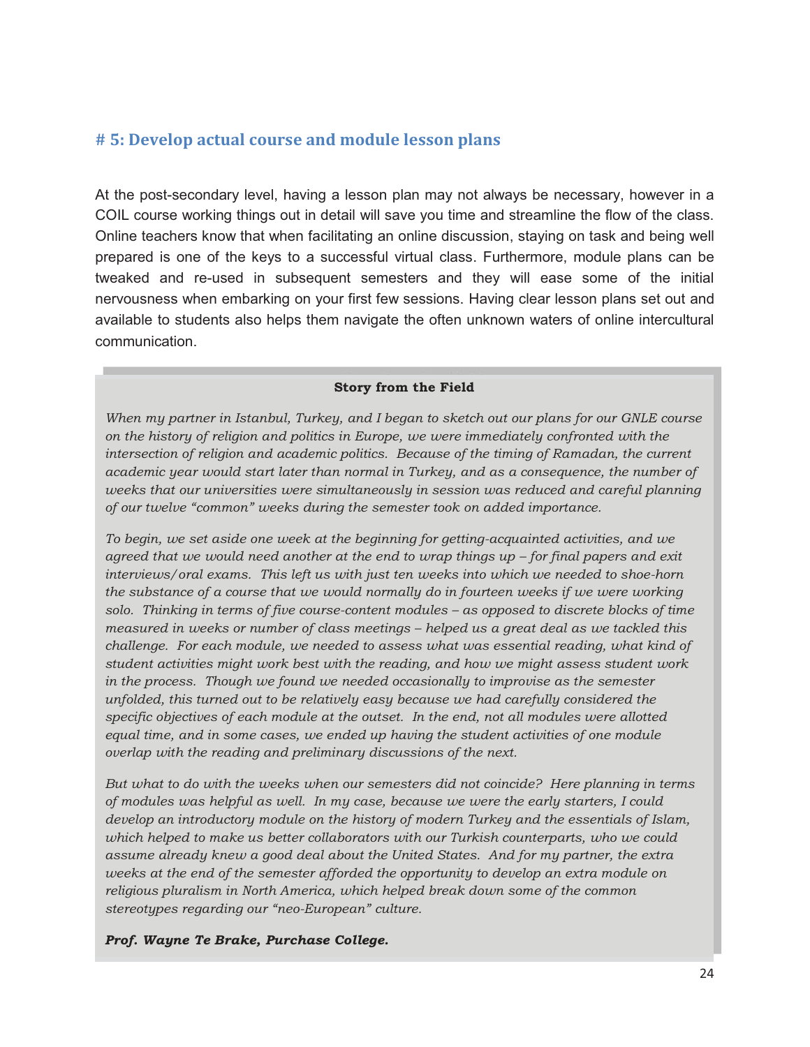## # 5: Develop actual course and module lesson plans

At the post-secondary level, having a lesson plan may not always be necessary, however in a COIL course working things out in detail will save you time and streamline the flow of the class. Online teachers know that when facilitating an online discussion, staying on task and being well prepared is one of the keys to a successful virtual class. Furthermore, module plans can be tweaked and re-used in subsequent semesters and they will ease some of the initial nervousness when embarking on your first few sessions. Having clear lesson plans set out and available to students also helps them navigate the often unknown waters of online intercultural communication.

**Story from the Field**

*When my partner in Istanbul, Turkey, and I began to sketch out our plans for our GNLE course on the history of religion and politics in Europe, we were immediately confronted with the intersection of religion and academic politics. Because of the timing of Ramadan, the current academic year would start later than normal in Turkey, and as a consequence, the number of weeks that our universities were simultaneously in session was reduced and careful planning of our twelve "common" weeks during the semester took on added importance.*

*To begin, we set aside one week at the beginning for getting-acquainted activities, and we agreed that we would need another at the end to wrap things up – for final papers and exit interviews/oral exams. This left us with just ten weeks into which we needed to shoe-horn the substance of a course that we would normally do in fourteen weeks if we were working solo. Thinking in terms of five course-content modules – as opposed to discrete blocks of time measured in weeks or number of class meetings – helped us a great deal as we tackled this challenge. For each module, we needed to assess what was essential reading, what kind of student activities might work best with the reading, and how we might assess student work in the process. Though we found we needed occasionally to improvise as the semester unfolded, this turned out to be relatively easy because we had carefully considered the specific objectives of each module at the outset. In the end, not all modules were allotted equal time, and in some cases, we ended up having the student activities of one module overlap with the reading and preliminary discussions of the next.*

*But what to do with the weeks when our semesters did not coincide? Here planning in terms of modules was helpful as well. In my case, because we were the early starters, I could develop an introductory module on the history of modern Turkey and the essentials of Islam, which helped to make us better collaborators with our Turkish counterparts, who we could assume already knew a good deal about the United States. And for my partner, the extra weeks at the end of the semester afforded the opportunity to develop an extra module on religious pluralism in North America, which helped break down some of the common stereotypes regarding our "neo-European" culture.*

***Prof. Wayne Te Brake, Purchase College.***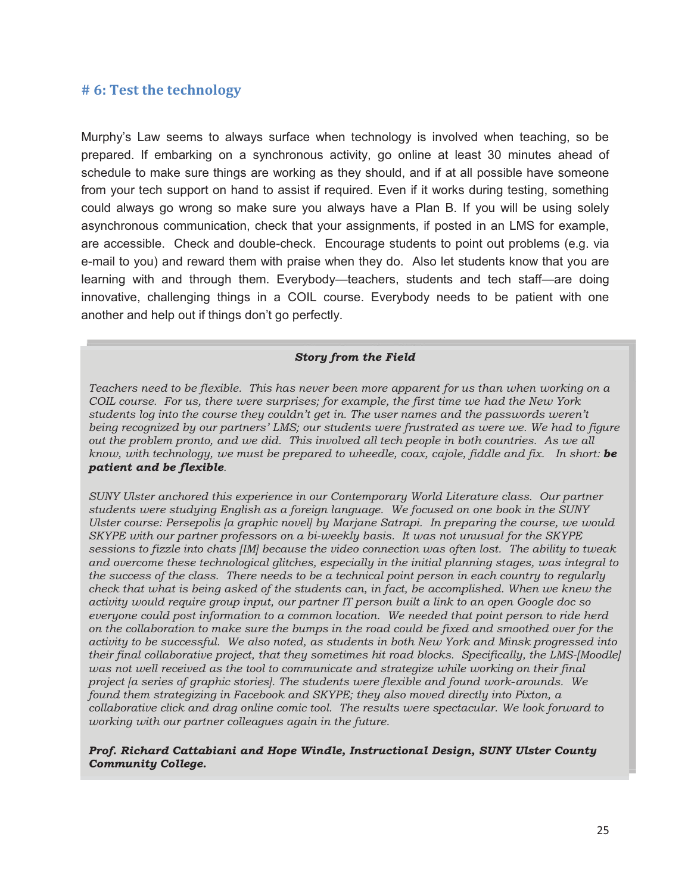## # 6: Test the technology

Murphy's Law seems to always surface when technology is involved when teaching, so be prepared. If embarking on a synchronous activity, go online at least 30 minutes ahead of schedule to make sure things are working as they should, and if at all possible have someone from your tech support on hand to assist if required. Even if it works during testing, something could always go wrong so make sure you always have a Plan B. If you will be using solely asynchronous communication, check that your assignments, if posted in an LMS for example, are accessible. Check and double-check. Encourage students to point out problems (e.g. via e-mail to you) and reward them with praise when they do. Also let students know that you are learning with and through them. Everybody—teachers, students and tech staff—are doing innovative, challenging things in a COIL course. Everybody needs to be patient with one another and help out if things don't go perfectly.

> ***Story from the Field***
>
> *Teachers need to be flexible. This has never been more apparent for us than when working on a COIL course. For us, there were surprises; for example, the first time we had the New York students log into the course they couldn't get in. The user names and the passwords weren't being recognized by our partners' LMS; our students were frustrated as were we. We had to figure out the problem pronto, and we did. This involved all tech people in both countries. As we all know, with technology, we must be prepared to wheedle, coax, cajole, fiddle and fix. In short:* ***be patient and be flexible****.*
>
> *SUNY Ulster anchored this experience in our Contemporary World Literature class. Our partner students were studying English as a foreign language. We focused on one book in the SUNY Ulster course: Persepolis [a graphic novel] by Marjane Satrapi. In preparing the course, we would SKYPE with our partner professors on a bi-weekly basis. It was not unusual for the SKYPE sessions to fizzle into chats [IM] because the video connection was often lost. The ability to tweak and overcome these technological glitches, especially in the initial planning stages, was integral to the success of the class. There needs to be a technical point person in each country to regularly check that what is being asked of the students can, in fact, be accomplished. When we knew the activity would require group input, our partner IT person built a link to an open Google doc so everyone could post information to a common location. We needed that point person to ride herd on the collaboration to make sure the bumps in the road could be fixed and smoothed over for the activity to be successful. We also noted, as students in both New York and Minsk progressed into their final collaborative project, that they sometimes hit road blocks. Specifically, the LMS-[Moodle] was not well received as the tool to communicate and strategize while working on their final project [a series of graphic stories]. The students were flexible and found work-arounds. We found them strategizing in Facebook and SKYPE; they also moved directly into Pixton, a collaborative click and drag online comic tool. The results were spectacular. We look forward to working with our partner colleagues again in the future.*
>
> ***Prof. Richard Cattabiani and Hope Windle, Instructional Design, SUNY Ulster County Community College.***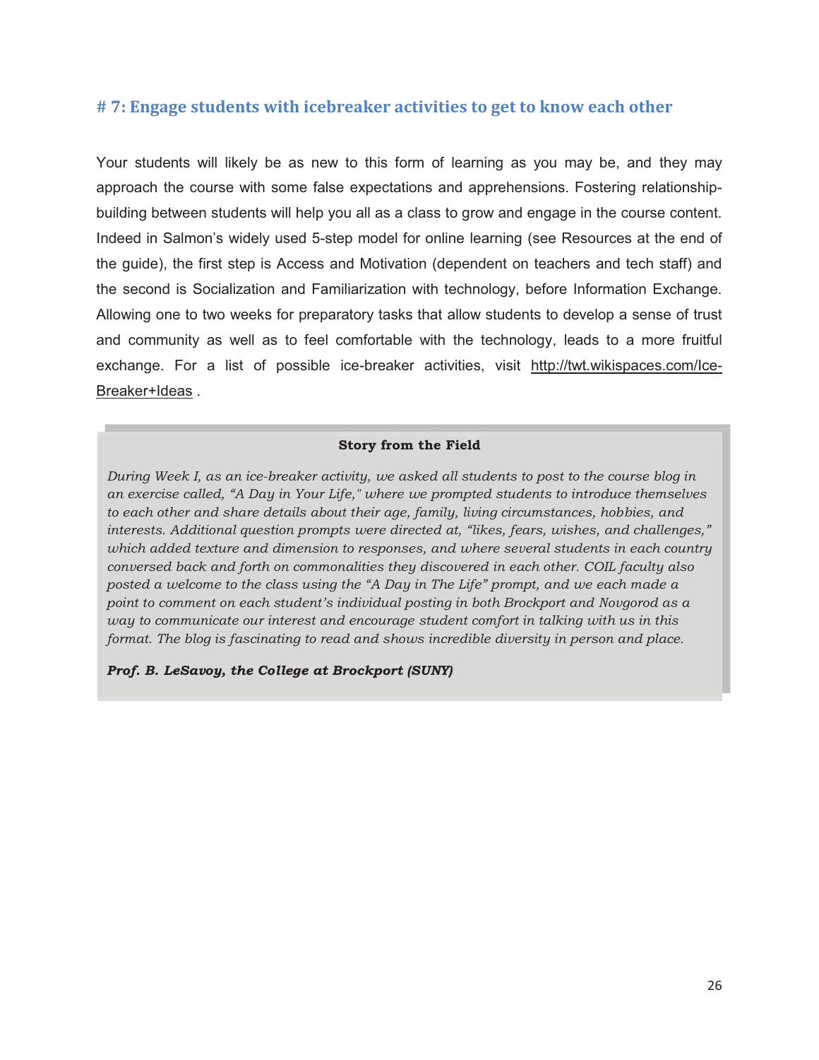### # 7: Engage students with icebreaker activities to get to know each other

Your students will likely be as new to this form of learning as you may be, and they may approach the course with some false expectations and apprehensions. Fostering relationship-building between students will help you all as a class to grow and engage in the course content. Indeed in Salmon's widely used 5-step model for online learning (see Resources at the end of the guide), the first step is Access and Motivation (dependent on teachers and tech staff) and the second is Socialization and Familiarization with technology, before Information Exchange. Allowing one to two weeks for preparatory tasks that allow students to develop a sense of trust and community as well as to feel comfortable with the technology, leads to a more fruitful exchange. For a list of possible ice-breaker activities, visit http://twt.wikispaces.com/Ice-Breaker+Ideas .

**Story from the Field**

*During Week I, as an ice-breaker activity, we asked all students to post to the course blog in an exercise called, "A Day in Your Life," where we prompted students to introduce themselves to each other and share details about their age, family, living circumstances, hobbies, and interests. Additional question prompts were directed at, "likes, fears, wishes, and challenges," which added texture and dimension to responses, and where several students in each country conversed back and forth on commonalities they discovered in each other. COIL faculty also posted a welcome to the class using the "A Day in The Life" prompt, and we each made a point to comment on each student's individual posting in both Brockport and Novgorod as a way to communicate our interest and encourage student comfort in talking with us in this format. The blog is fascinating to read and shows incredible diversity in person and place.*

***Prof. B. LeSavoy, the College at Brockport (SUNY)***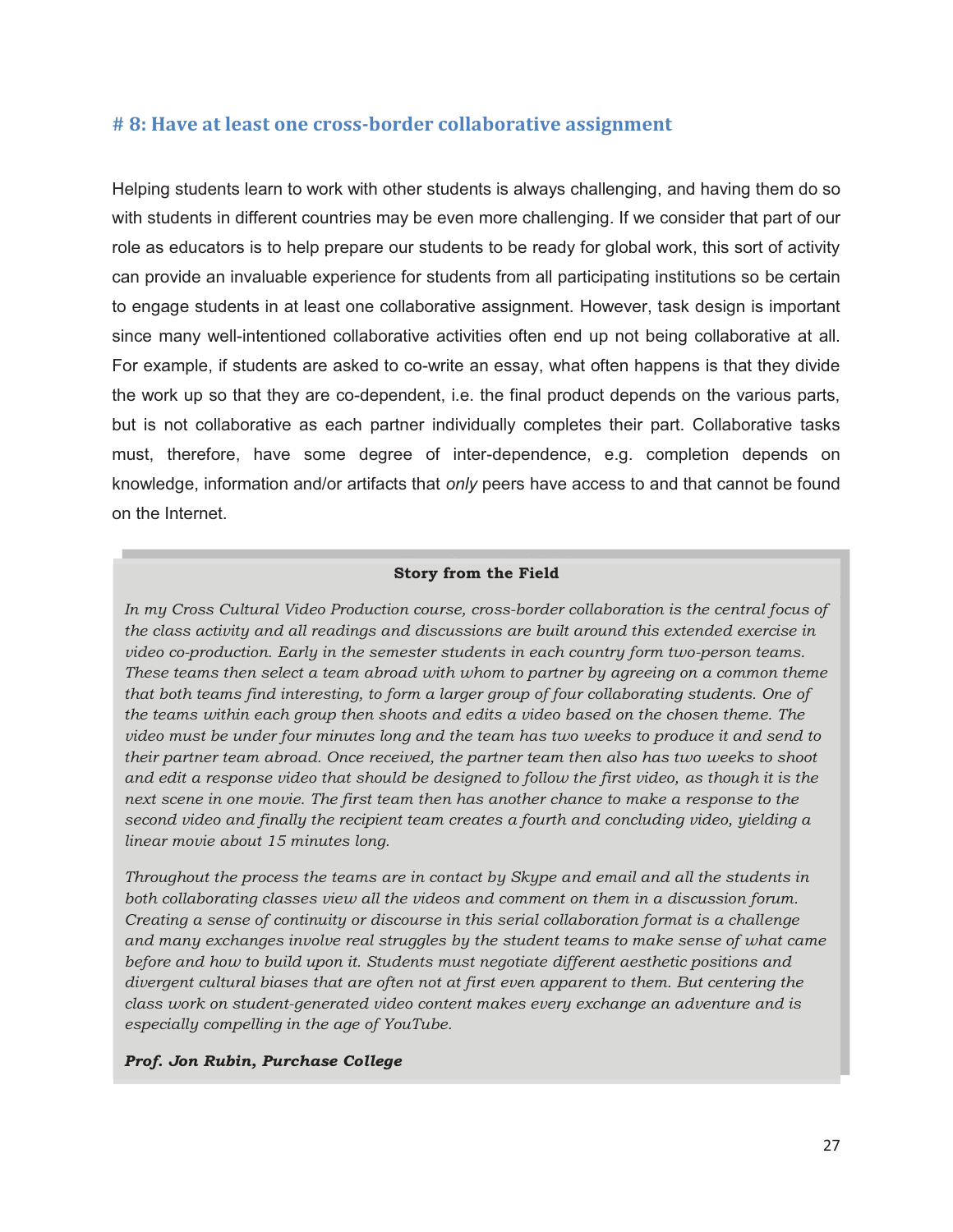## # 8: Have at least one cross-border collaborative assignment

Helping students learn to work with other students is always challenging, and having them do so with students in different countries may be even more challenging. If we consider that part of our role as educators is to help prepare our students to be ready for global work, this sort of activity can provide an invaluable experience for students from all participating institutions so be certain to engage students in at least one collaborative assignment. However, task design is important since many well-intentioned collaborative activities often end up not being collaborative at all. For example, if students are asked to co-write an essay, what often happens is that they divide the work up so that they are co-dependent, i.e. the final product depends on the various parts, but is not collaborative as each partner individually completes their part. Collaborative tasks must, therefore, have some degree of inter-dependence, e.g. completion depends on knowledge, information and/or artifacts that *only* peers have access to and that cannot be found on the Internet.

**Story from the Field**

*In my Cross Cultural Video Production course, cross-border collaboration is the central focus of the class activity and all readings and discussions are built around this extended exercise in video co-production. Early in the semester students in each country form two-person teams. These teams then select a team abroad with whom to partner by agreeing on a common theme that both teams find interesting, to form a larger group of four collaborating students. One of the teams within each group then shoots and edits a video based on the chosen theme. The video must be under four minutes long and the team has two weeks to produce it and send to their partner team abroad. Once received, the partner team then also has two weeks to shoot and edit a response video that should be designed to follow the first video, as though it is the next scene in one movie. The first team then has another chance to make a response to the second video and finally the recipient team creates a fourth and concluding video, yielding a linear movie about 15 minutes long.*

*Throughout the process the teams are in contact by Skype and email and all the students in both collaborating classes view all the videos and comment on them in a discussion forum. Creating a sense of continuity or discourse in this serial collaboration format is a challenge and many exchanges involve real struggles by the student teams to make sense of what came before and how to build upon it. Students must negotiate different aesthetic positions and divergent cultural biases that are often not at first even apparent to them. But centering the class work on student-generated video content makes every exchange an adventure and is especially compelling in the age of YouTube.*

***Prof. Jon Rubin, Purchase College***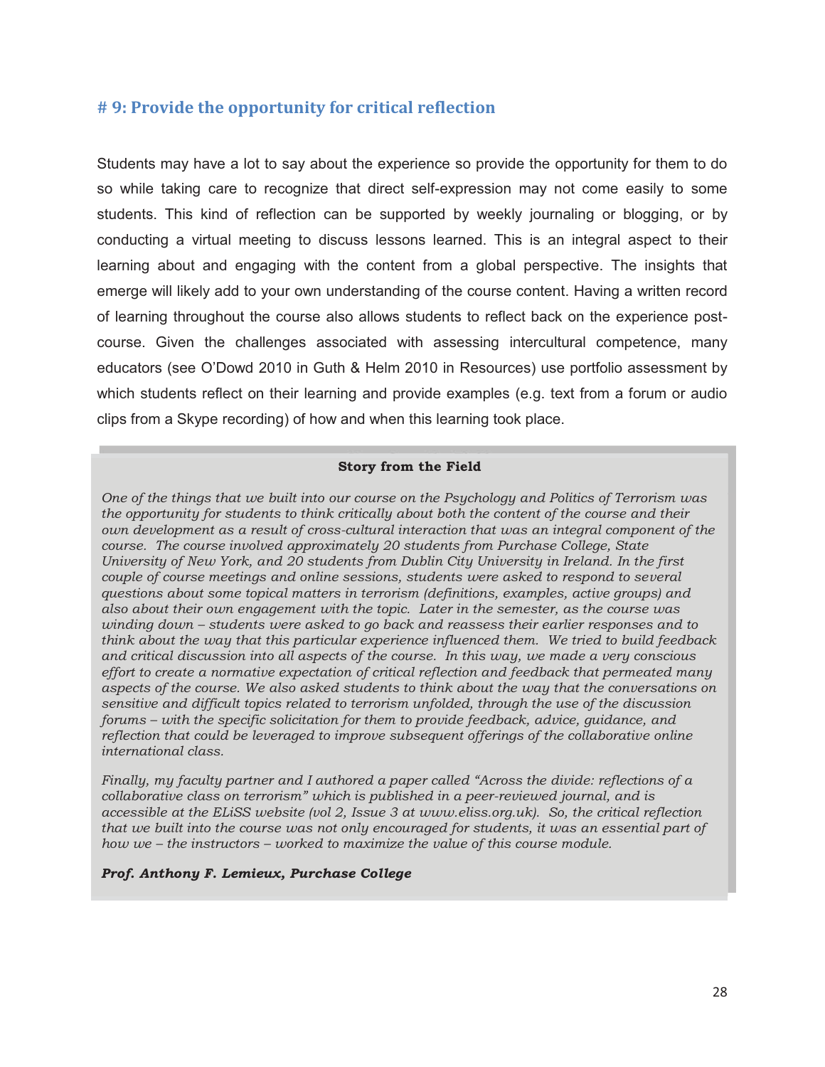## # 9: Provide the opportunity for critical reflection

Students may have a lot to say about the experience so provide the opportunity for them to do so while taking care to recognize that direct self-expression may not come easily to some students. This kind of reflection can be supported by weekly journaling or blogging, or by conducting a virtual meeting to discuss lessons learned. This is an integral aspect to their learning about and engaging with the content from a global perspective. The insights that emerge will likely add to your own understanding of the course content. Having a written record of learning throughout the course also allows students to reflect back on the experience post-course. Given the challenges associated with assessing intercultural competence, many educators (see O'Dowd 2010 in Guth & Helm 2010 in Resources) use portfolio assessment by which students reflect on their learning and provide examples (e.g. text from a forum or audio clips from a Skype recording) of how and when this learning took place.

**Story from the Field**

*One of the things that we built into our course on the Psychology and Politics of Terrorism was the opportunity for students to think critically about both the content of the course and their own development as a result of cross-cultural interaction that was an integral component of the course. The course involved approximately 20 students from Purchase College, State University of New York, and 20 students from Dublin City University in Ireland. In the first couple of course meetings and online sessions, students were asked to respond to several questions about some topical matters in terrorism (definitions, examples, active groups) and also about their own engagement with the topic. Later in the semester, as the course was winding down – students were asked to go back and reassess their earlier responses and to think about the way that this particular experience influenced them. We tried to build feedback and critical discussion into all aspects of the course. In this way, we made a very conscious effort to create a normative expectation of critical reflection and feedback that permeated many aspects of the course. We also asked students to think about the way that the conversations on sensitive and difficult topics related to terrorism unfolded, through the use of the discussion forums – with the specific solicitation for them to provide feedback, advice, guidance, and reflection that could be leveraged to improve subsequent offerings of the collaborative online international class.*

*Finally, my faculty partner and I authored a paper called "Across the divide: reflections of a collaborative class on terrorism" which is published in a peer-reviewed journal, and is accessible at the ELiSS website (vol 2, Issue 3 at www.eliss.org.uk). So, the critical reflection that we built into the course was not only encouraged for students, it was an essential part of how we – the instructors – worked to maximize the value of this course module.*

***Prof. Anthony F. Lemieux, Purchase College***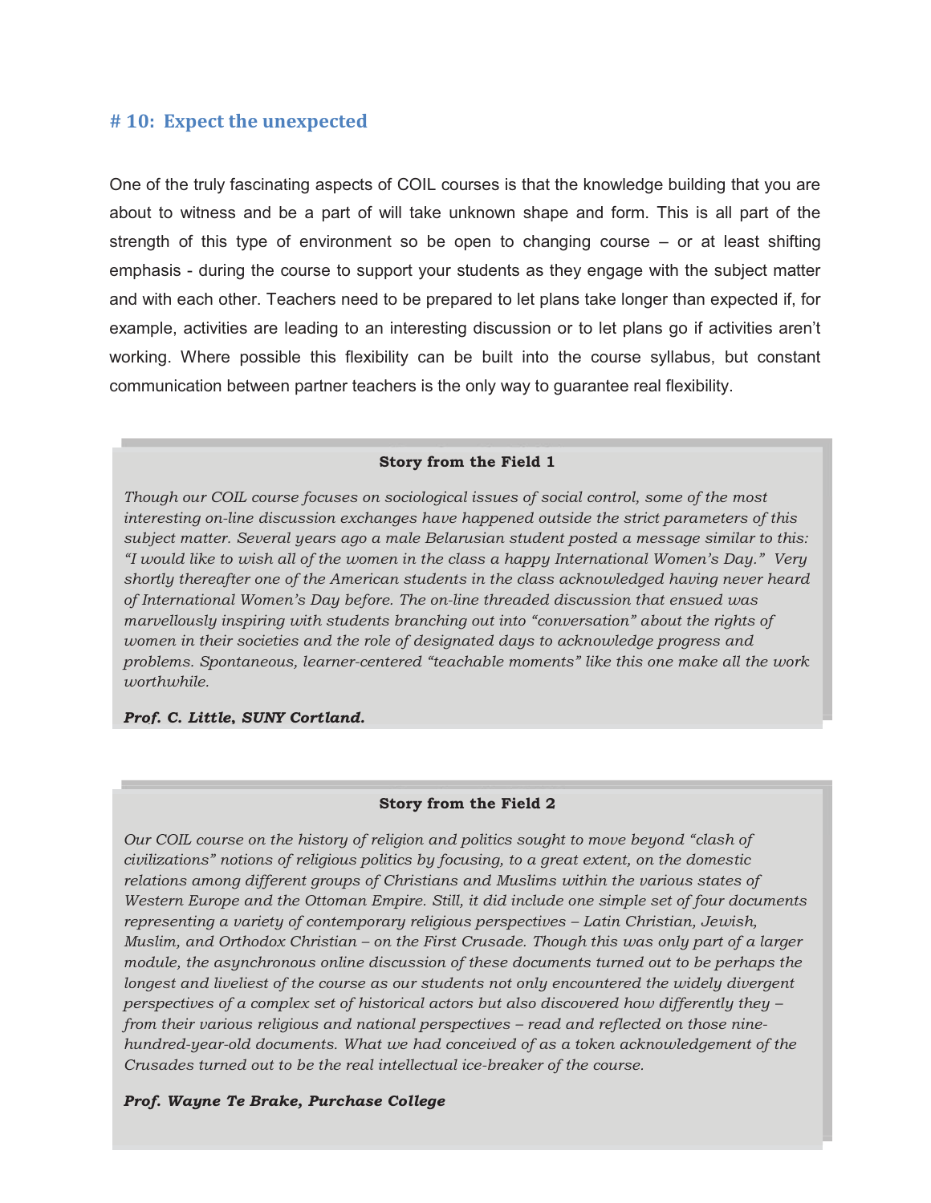## # 10: Expect the unexpected

One of the truly fascinating aspects of COIL courses is that the knowledge building that you are about to witness and be a part of will take unknown shape and form. This is all part of the strength of this type of environment so be open to changing course – or at least shifting emphasis - during the course to support your students as they engage with the subject matter and with each other. Teachers need to be prepared to let plans take longer than expected if, for example, activities are leading to an interesting discussion or to let plans go if activities aren't working. Where possible this flexibility can be built into the course syllabus, but constant communication between partner teachers is the only way to guarantee real flexibility.

**Story from the Field 1**

*Though our COIL course focuses on sociological issues of social control, some of the most interesting on-line discussion exchanges have happened outside the strict parameters of this subject matter. Several years ago a male Belarusian student posted a message similar to this: "I would like to wish all of the women in the class a happy International Women's Day." Very shortly thereafter one of the American students in the class acknowledged having never heard of International Women's Day before. The on-line threaded discussion that ensued was marvellously inspiring with students branching out into "conversation" about the rights of women in their societies and the role of designated days to acknowledge progress and problems. Spontaneous, learner-centered "teachable moments" like this one make all the work worthwhile.*

***Prof. C. Little, SUNY Cortland.***

**Story from the Field 2**

*Our COIL course on the history of religion and politics sought to move beyond "clash of civilizations" notions of religious politics by focusing, to a great extent, on the domestic relations among different groups of Christians and Muslims within the various states of Western Europe and the Ottoman Empire. Still, it did include one simple set of four documents representing a variety of contemporary religious perspectives – Latin Christian, Jewish, Muslim, and Orthodox Christian – on the First Crusade. Though this was only part of a larger module, the asynchronous online discussion of these documents turned out to be perhaps the longest and liveliest of the course as our students not only encountered the widely divergent perspectives of a complex set of historical actors but also discovered how differently they – from their various religious and national perspectives – read and reflected on those nine-hundred-year-old documents. What we had conceived of as a token acknowledgement of the Crusades turned out to be the real intellectual ice-breaker of the course.*

***Prof. Wayne Te Brake, Purchase College***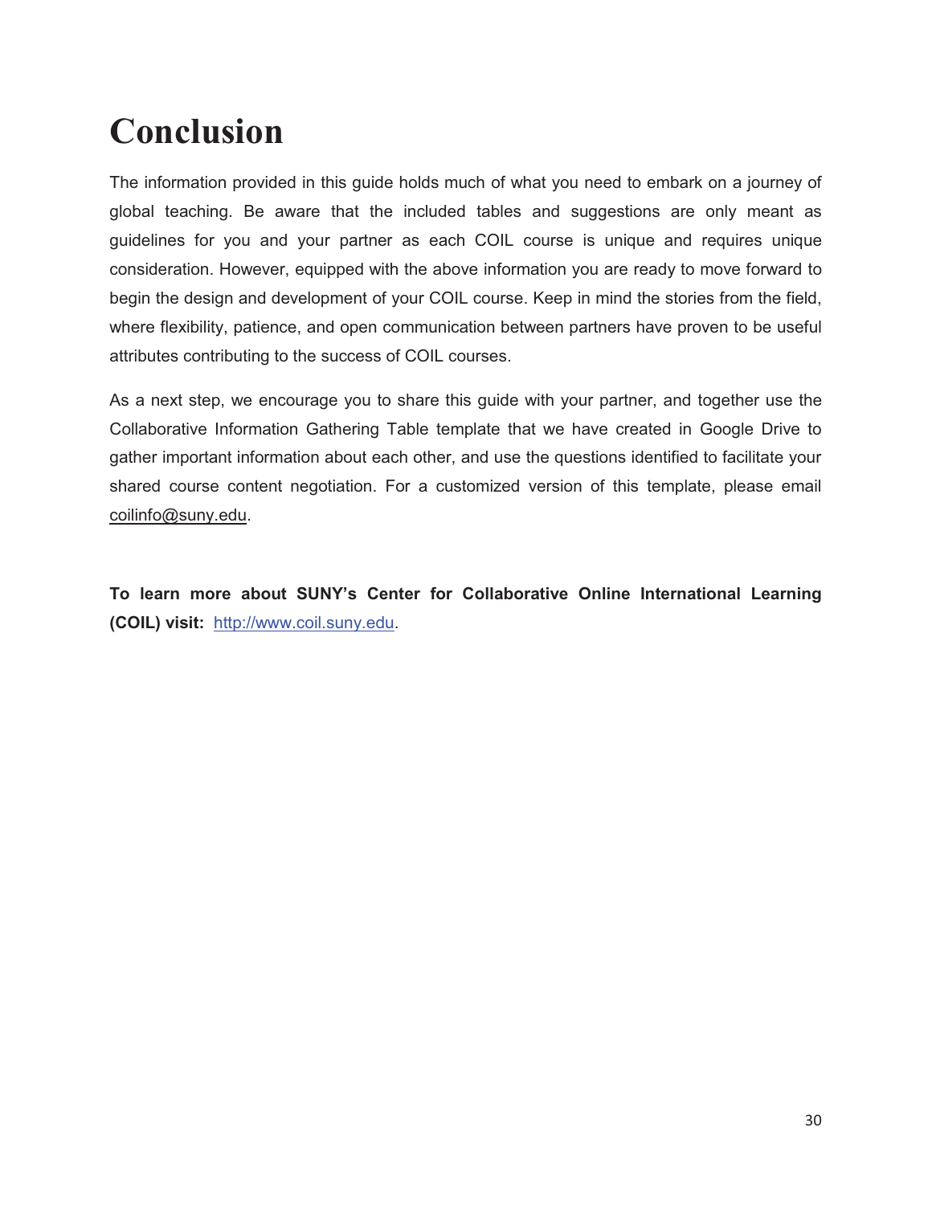# Conclusion

The information provided in this guide holds much of what you need to embark on a journey of global teaching. Be aware that the included tables and suggestions are only meant as guidelines for you and your partner as each COIL course is unique and requires unique consideration. However, equipped with the above information you are ready to move forward to begin the design and development of your COIL course. Keep in mind the stories from the field, where flexibility, patience, and open communication between partners have proven to be useful attributes contributing to the success of COIL courses.

As a next step, we encourage you to share this guide with your partner, and together use the Collaborative Information Gathering Table template that we have created in Google Drive to gather important information about each other, and use the questions identified to facilitate your shared course content negotiation. For a customized version of this template, please email coilinfo@suny.edu.

**To learn more about SUNY's Center for Collaborative Online International Learning (COIL) visit:** http://www.coil.suny.edu.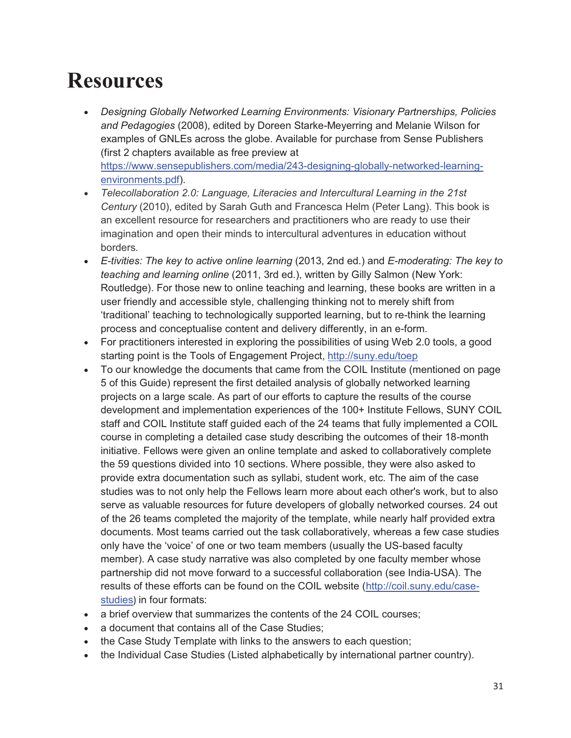# Resources

- *Designing Globally Networked Learning Environments: Visionary Partnerships, Policies and Pedagogies* (2008), edited by Doreen Starke-Meyerring and Melanie Wilson for examples of GNLEs across the globe. Available for purchase from Sense Publishers (first 2 chapters available as free preview at https://www.sensepublishers.com/media/243-designing-globally-networked-learning-environments.pdf).
- *Telecollaboration 2.0: Language, Literacies and Intercultural Learning in the 21st Century* (2010), edited by Sarah Guth and Francesca Helm (Peter Lang). This book is an excellent resource for researchers and practitioners who are ready to use their imagination and open their minds to intercultural adventures in education without borders.
- *E-tivities: The key to active online learning* (2013, 2nd ed.) and *E-moderating: The key to teaching and learning online* (2011, 3rd ed.), written by Gilly Salmon (New York: Routledge). For those new to online teaching and learning, these books are written in a user friendly and accessible style, challenging thinking not to merely shift from 'traditional' teaching to technologically supported learning, but to re-think the learning process and conceptualise content and delivery differently, in an e-form.
- For practitioners interested in exploring the possibilities of using Web 2.0 tools, a good starting point is the Tools of Engagement Project, http://suny.edu/toep
- To our knowledge the documents that came from the COIL Institute (mentioned on page 5 of this Guide) represent the first detailed analysis of globally networked learning projects on a large scale. As part of our efforts to capture the results of the course development and implementation experiences of the 100+ Institute Fellows, SUNY COIL staff and COIL Institute staff guided each of the 24 teams that fully implemented a COIL course in completing a detailed case study describing the outcomes of their 18-month initiative. Fellows were given an online template and asked to collaboratively complete the 59 questions divided into 10 sections. Where possible, they were also asked to provide extra documentation such as syllabi, student work, etc. The aim of the case studies was to not only help the Fellows learn more about each other's work, but to also serve as valuable resources for future developers of globally networked courses. 24 out of the 26 teams completed the majority of the template, while nearly half provided extra documents. Most teams carried out the task collaboratively, whereas a few case studies only have the 'voice' of one or two team members (usually the US-based faculty member). A case study narrative was also completed by one faculty member whose partnership did not move forward to a successful collaboration (see India-USA). The results of these efforts can be found on the COIL website (http://coil.suny.edu/case-studies) in four formats:
- a brief overview that summarizes the contents of the 24 COIL courses;
- a document that contains all of the Case Studies;
- the Case Study Template with links to the answers to each question;
- the Individual Case Studies (Listed alphabetically by international partner country).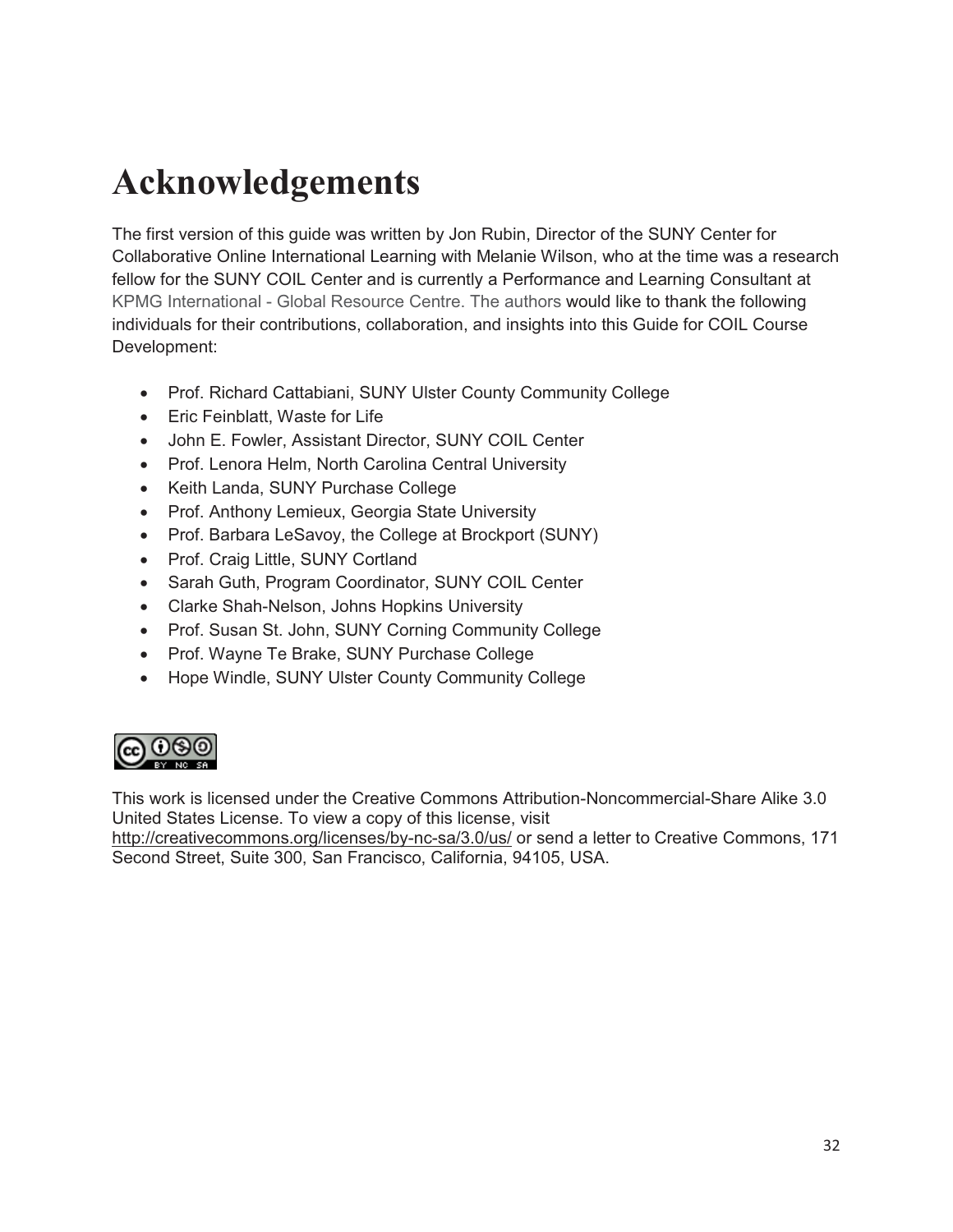# Acknowledgements

The first version of this guide was written by Jon Rubin, Director of the SUNY Center for Collaborative Online International Learning with Melanie Wilson, who at the time was a research fellow for the SUNY COIL Center and is currently a Performance and Learning Consultant at KPMG International - Global Resource Centre. The authors would like to thank the following individuals for their contributions, collaboration, and insights into this Guide for COIL Course Development:

- Prof. Richard Cattabiani, SUNY Ulster County Community College
- Eric Feinblatt, Waste for Life
- John E. Fowler, Assistant Director, SUNY COIL Center
- Prof. Lenora Helm, North Carolina Central University
- Keith Landa, SUNY Purchase College
- Prof. Anthony Lemieux, Georgia State University
- Prof. Barbara LeSavoy, the College at Brockport (SUNY)
- Prof. Craig Little, SUNY Cortland
- Sarah Guth, Program Coordinator, SUNY COIL Center
- Clarke Shah-Nelson, Johns Hopkins University
- Prof. Susan St. John, SUNY Corning Community College
- Prof. Wayne Te Brake, SUNY Purchase College
- Hope Windle, SUNY Ulster County Community College

This work is licensed under the Creative Commons Attribution-Noncommercial-Share Alike 3.0 United States License. To view a copy of this license, visit http://creativecommons.org/licenses/by-nc-sa/3.0/us/ or send a letter to Creative Commons, 171 Second Street, Suite 300, San Francisco, California, 94105, USA.